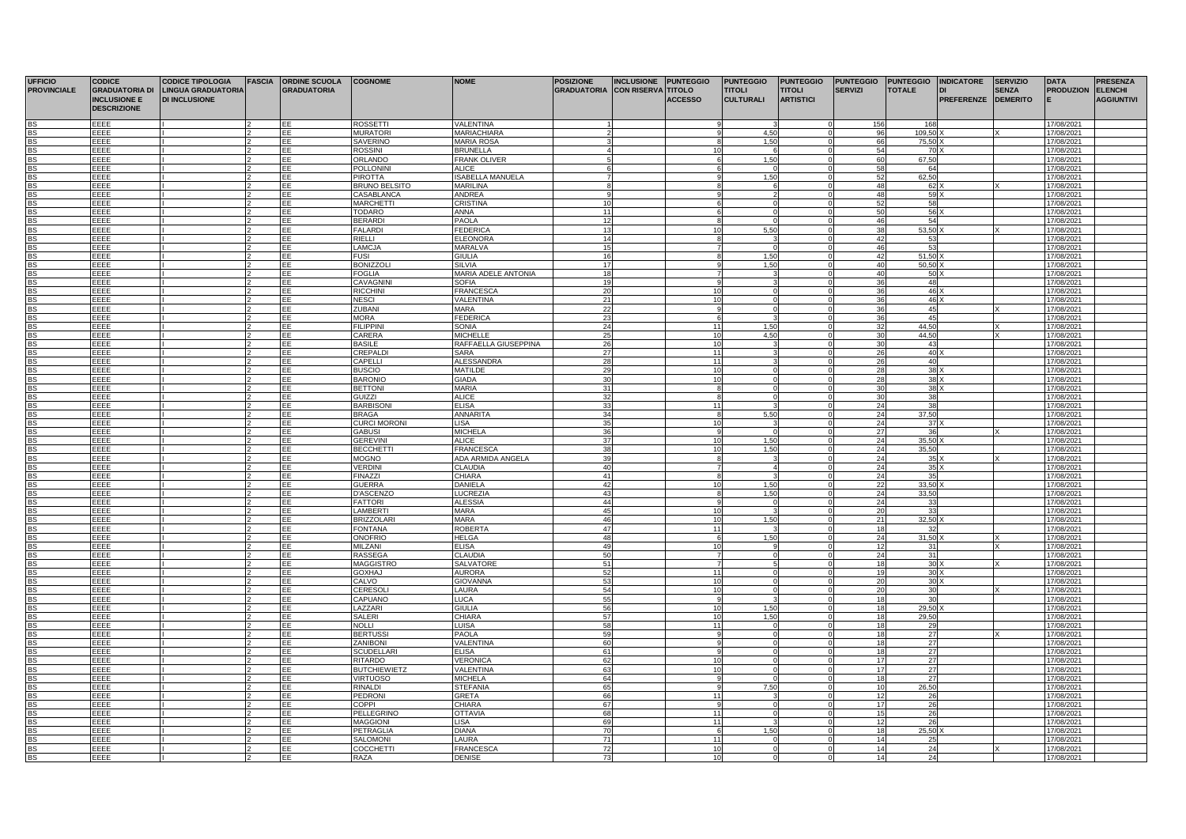| UFFICIO PROVINCIALE | CODICE GRADUATORIA DI INCLUSIONE E DESCRIZIONE | CODICE TIPOLOGIA LINGUA GRADUATORIA DI INCLUSIONE | FASCIA | ORDINE SCUOLA GRADUATORIA | COGNOME | NOME | POSIZIONE GRADUATORIA | INCLUSIONE CON RISERVA | PUNTEGGIO TITOLO ACCESSO | PUNTEGGIO TITOLI CULTURALI | PUNTEGGIO TITOLI ARTISTICI | PUNTEGGIO SERVIZI | PUNTEGGIO TOTALE | INDICATORE DI PREFERENZE | SERVIZIO SENZA DEMERITO | DATA PRODUZIONE | PRESENZA ELENCHI AGGIUNTIVI |
|---|---|---|---|---|---|---|---|---|---|---|---|---|---|---|---|---|---|
| BS | EEEE | I | 2 | EE | ROSSETTI | VALENTINA | 1 | | 9 | 3 | 0 | 156 | 168 | | | 17/08/2021 | |
| BS | EEEE | I | 2 | EE | MURATORI | MARIACHIARA | 2 | | 9 | 4,50 | 0 | 96 | 109,50 | X | X | 17/08/2021 | |
| BS | EEEE | I | 2 | EE | SAVERINO | MARIA ROSA | 3 | | 8 | 1,50 | 0 | 66 | 75,50 | X | | 17/08/2021 | |
| BS | EEEE | I | 2 | EE | ROSSINI | BRUNELLA | 4 | | 10 | 6 | 0 | 54 | 70 | X | | 17/08/2021 | |
| BS | EEEE | I | 2 | EE | ORLANDO | FRANK OLIVER | 5 | | 6 | 1,50 | 0 | 60 | 67,50 | | | 17/08/2021 | |
| BS | EEEE | I | 2 | EE | POLLONINI | ALICE | 6 | | 6 | 0 | 0 | 58 | 64 | | | 17/08/2021 | |
| BS | EEEE | I | 2 | EE | PIROTTA | ISABELLA MANUELA | 7 | | 9 | 1,50 | 0 | 52 | 62,50 | | | 17/08/2021 | |
| BS | EEEE | I | 2 | EE | BRUNO BELSITO | MARILINA | 8 | | 8 | 6 | 0 | 48 | 62 | X | X | 17/08/2021 | |
| BS | EEEE | I | 2 | EE | CASABLANCA | ANDREA | 9 | | 9 | 2 | 0 | 48 | 59 | X | | 17/08/2021 | |
| BS | EEEE | I | 2 | EE | MARCHETTI | CRISTINA | 10 | | 6 | 0 | 0 | 52 | 58 | | | 17/08/2021 | |
| BS | EEEE | I | 2 | EE | TODARO | ANNA | 11 | | 6 | 0 | 0 | 50 | 56 | X | | 17/08/2021 | |
| BS | EEEE | I | 2 | EE | BERARDI | PAOLA | 12 | | 8 | 0 | 0 | 46 | 54 | | | 17/08/2021 | |
| BS | EEEE | I | 2 | EE | FALARDI | FEDERICA | 13 | | 10 | 5,50 | 0 | 38 | 53,50 | X | X | 17/08/2021 | |
| BS | EEEE | I | 2 | EE | RIELLI | ELEONORA | 14 | | 8 | 3 | 0 | 42 | 53 | | | 17/08/2021 | |
| BS | EEEE | I | 2 | EE | LAMCJA | MARALVA | 15 | | 7 | 0 | 0 | 46 | 53 | | | 17/08/2021 | |
| BS | EEEE | I | 2 | EE | FUSI | GIULIA | 16 | | 8 | 1,50 | 0 | 42 | 51,50 | X | | 17/08/2021 | |
| BS | EEEE | I | 2 | EE | BONIZZOLI | SILVIA | 17 | | 9 | 1,50 | 0 | 40 | 50,50 | X | | 17/08/2021 | |
| BS | EEEE | I | 2 | EE | FOGLIA | MARIA ADELE ANTONIA | 18 | | 7 | 3 | 0 | 40 | 50 | X | | 17/08/2021 | |
| BS | EEEE | I | 2 | EE | CAVAGNINI | SOFIA | 19 | | 9 | 3 | 0 | 36 | 48 | | | 17/08/2021 | |
| BS | EEEE | I | 2 | EE | RICCHINI | FRANCESCA | 20 | | 10 | 0 | 0 | 36 | 46 | X | | 17/08/2021 | |
| BS | EEEE | I | 2 | EE | NESCI | VALENTINA | 21 | | 10 | 0 | 0 | 36 | 46 | X | | 17/08/2021 | |
| BS | EEEE | I | 2 | EE | ZUBANI | MARA | 22 | | 9 | 0 | 0 | 36 | 45 | | X | 17/08/2021 | |
| BS | EEEE | I | 2 | EE | MORA | FEDERICA | 23 | | 6 | 3 | 0 | 36 | 45 | | | 17/08/2021 | |
| BS | EEEE | I | 2 | EE | FILIPPINI | SONIA | 24 | | 11 | 1,50 | 0 | 32 | 44,50 | | X | 17/08/2021 | |
| BS | EEEE | I | 2 | EE | CARERA | MICHELLE | 25 | | 10 | 4,50 | 0 | 30 | 44,50 | | X | 17/08/2021 | |
| BS | EEEE | I | 2 | EE | BASILE | RAFFAELLA GIUSEPPINA | 26 | | 10 | 3 | 0 | 30 | 43 | | | 17/08/2021 | |
| BS | EEEE | I | 2 | EE | CREPALDI | SARA | 27 | | 11 | 3 | 0 | 26 | 40 | X | | 17/08/2021 | |
| BS | EEEE | I | 2 | EE | CAPELLI | ALESSANDRA | 28 | | 11 | 3 | 0 | 26 | 40 | | | 17/08/2021 | |
| BS | EEEE | I | 2 | EE | BUSCIO | MATILDE | 29 | | 10 | 0 | 0 | 28 | 38 | X | | 17/08/2021 | |
| BS | EEEE | I | 2 | EE | BARONIO | GIADA | 30 | | 10 | 0 | 0 | 28 | 38 | X | | 17/08/2021 | |
| BS | EEEE | I | 2 | EE | BETTONI | MARIA | 31 | | 8 | 0 | 0 | 30 | 38 | X | | 17/08/2021 | |
| BS | EEEE | I | 2 | EE | GUIZZI | ALICE | 32 | | 8 | 0 | 0 | 30 | 38 | | | 17/08/2021 | |
| BS | EEEE | I | 2 | EE | BARBISONI | ELISA | 33 | | 11 | 3 | 0 | 24 | 38 | | | 17/08/2021 | |
| BS | EEEE | I | 2 | EE | BRAGA | ANNARITA | 34 | | 8 | 5,50 | 0 | 24 | 37,50 | | | 17/08/2021 | |
| BS | EEEE | I | 2 | EE | CURCI MORONI | LISA | 35 | | 10 | 3 | 0 | 24 | 37 | X | | 17/08/2021 | |
| BS | EEEE | I | 2 | EE | GABUSI | MICHELA | 36 | | 9 | 0 | 0 | 27 | 36 | | X | 17/08/2021 | |
| BS | EEEE | I | 2 | EE | GEREVINI | ALICE | 37 | | 10 | 1,50 | 0 | 24 | 35,50 | X | | 17/08/2021 | |
| BS | EEEE | I | 2 | EE | BECCHETTI | FRANCESCA | 38 | | 10 | 1,50 | 0 | 24 | 35,50 | | | 17/08/2021 | |
| BS | EEEE | I | 2 | EE | MOGNO | ADA ARMIDA ANGELA | 39 | | 8 | 3 | 0 | 24 | 35 | X | X | 17/08/2021 | |
| BS | EEEE | I | 2 | EE | VERDINI | CLAUDIA | 40 | | 7 | 4 | 0 | 24 | 35 | X | | 17/08/2021 | |
| BS | EEEE | I | 2 | EE | FINAZZI | CHIARA | 41 | | 8 | 3 | 0 | 24 | 35 | | | 17/08/2021 | |
| BS | EEEE | I | 2 | EE | GUERRA | DANIELA | 42 | | 10 | 1,50 | 0 | 22 | 33,50 | X | | 17/08/2021 | |
| BS | EEEE | I | 2 | EE | D'ASCENZO | LUCREZIA | 43 | | 8 | 1,50 | 0 | 24 | 33,50 | | | 17/08/2021 | |
| BS | EEEE | I | 2 | EE | FATTORI | ALESSIA | 44 | | 9 | 0 | 0 | 24 | 33 | | | 17/08/2021 | |
| BS | EEEE | I | 2 | EE | LAMBERTI | MARA | 45 | | 10 | 3 | 0 | 20 | 33 | | | 17/08/2021 | |
| BS | EEEE | I | 2 | EE | BRIZZOLARI | MARA | 46 | | 10 | 1,50 | 0 | 21 | 32,50 | X | | 17/08/2021 | |
| BS | EEEE | I | 2 | EE | FONTANA | ROBERTA | 47 | | 11 | 3 | 0 | 18 | 32 | | | 17/08/2021 | |
| BS | EEEE | I | 2 | EE | ONOFRIO | HELGA | 48 | | 6 | 1,50 | 0 | 24 | 31,50 | X | X | 17/08/2021 | |
| BS | EEEE | I | 2 | EE | MILZANI | ELISA | 49 | | 10 | 9 | 0 | 12 | 31 | | X | 17/08/2021 | |
| BS | EEEE | I | 2 | EE | RASSEGA | CLAUDIA | 50 | | 7 | 0 | 0 | 24 | 31 | | | 17/08/2021 | |
| BS | EEEE | I | 2 | EE | MAGGISTRO | SALVATORE | 51 | | 7 | 5 | 0 | 18 | 30 | X | X | 17/08/2021 | |
| BS | EEEE | I | 2 | EE | GOXHAJ | AURORA | 52 | | 11 | 0 | 0 | 19 | 30 | X | | 17/08/2021 | |
| BS | EEEE | I | 2 | EE | CALVO | GIOVANNA | 53 | | 10 | 0 | 0 | 20 | 30 | X | | 17/08/2021 | |
| BS | EEEE | I | 2 | EE | CERESOLI | LAURA | 54 | | 10 | 0 | 0 | 20 | 30 | | X | 17/08/2021 | |
| BS | EEEE | I | 2 | EE | CAPUANO | LUCA | 55 | | 9 | 3 | 0 | 18 | 30 | | | 17/08/2021 | |
| BS | EEEE | I | 2 | EE | LAZZARI | GIULIA | 56 | | 10 | 1,50 | 0 | 18 | 29,50 | X | | 17/08/2021 | |
| BS | EEEE | I | 2 | EE | SALERI | CHIARA | 57 | | 10 | 1,50 | 0 | 18 | 29,50 | | | 17/08/2021 | |
| BS | EEEE | I | 2 | EE | NOLLI | LUISA | 58 | | 11 | 0 | 0 | 18 | 29 | | | 17/08/2021 | |
| BS | EEEE | I | 2 | EE | BERTUSSI | PAOLA | 59 | | 9 | 0 | 0 | 18 | 27 | | X | 17/08/2021 | |
| BS | EEEE | I | 2 | EE | ZANIBONI | VALENTINA | 60 | | 9 | 0 | 0 | 18 | 27 | | | 17/08/2021 | |
| BS | EEEE | I | 2 | EE | SCUDELLARI | ELISA | 61 | | 9 | 0 | 0 | 18 | 27 | | | 17/08/2021 | |
| BS | EEEE | I | 2 | EE | RITARDO | VERONICA | 62 | | 10 | 0 | 0 | 17 | 27 | | | 17/08/2021 | |
| BS | EEEE | I | 2 | EE | BUTCHIEWIETZ | VALENTINA | 63 | | 10 | 0 | 0 | 17 | 27 | | | 17/08/2021 | |
| BS | EEEE | I | 2 | EE | VIRTUOSO | MICHELA | 64 | | 9 | 0 | 0 | 18 | 27 | | | 17/08/2021 | |
| BS | EEEE | I | 2 | EE | RINALDI | STEFANIA | 65 | | 9 | 7,50 | 0 | 10 | 26,50 | | | 17/08/2021 | |
| BS | EEEE | I | 2 | EE | PEDRONI | GRETA | 66 | | 11 | 3 | 0 | 12 | 26 | | | 17/08/2021 | |
| BS | EEEE | I | 2 | EE | COPPI | CHIARA | 67 | | 9 | 0 | 0 | 17 | 26 | | | 17/08/2021 | |
| BS | EEEE | I | 2 | EE | PELLEGRINO | OTTAVIA | 68 | | 11 | 0 | 0 | 15 | 26 | | | 17/08/2021 | |
| BS | EEEE | I | 2 | EE | MAGGIONI | LISA | 69 | | 11 | 3 | 0 | 12 | 26 | | | 17/08/2021 | |
| BS | EEEE | I | 2 | EE | PETRAGLIA | DIANA | 70 | | 6 | 1,50 | 0 | 18 | 25,50 | X | | 17/08/2021 | |
| BS | EEEE | I | 2 | EE | SALOMONI | LAURA | 71 | | 11 | 0 | 0 | 14 | 25 | | | 17/08/2021 | |
| BS | EEEE | I | 2 | EE | COCCHETTI | FRANCESCA | 72 | | 10 | 0 | 0 | 14 | 24 | | X | 17/08/2021 | |
| BS | EEEE | I | 2 | EE | RAZA | DENISE | 73 | | 10 | 0 | 0 | 14 | 24 | | | 17/08/2021 | |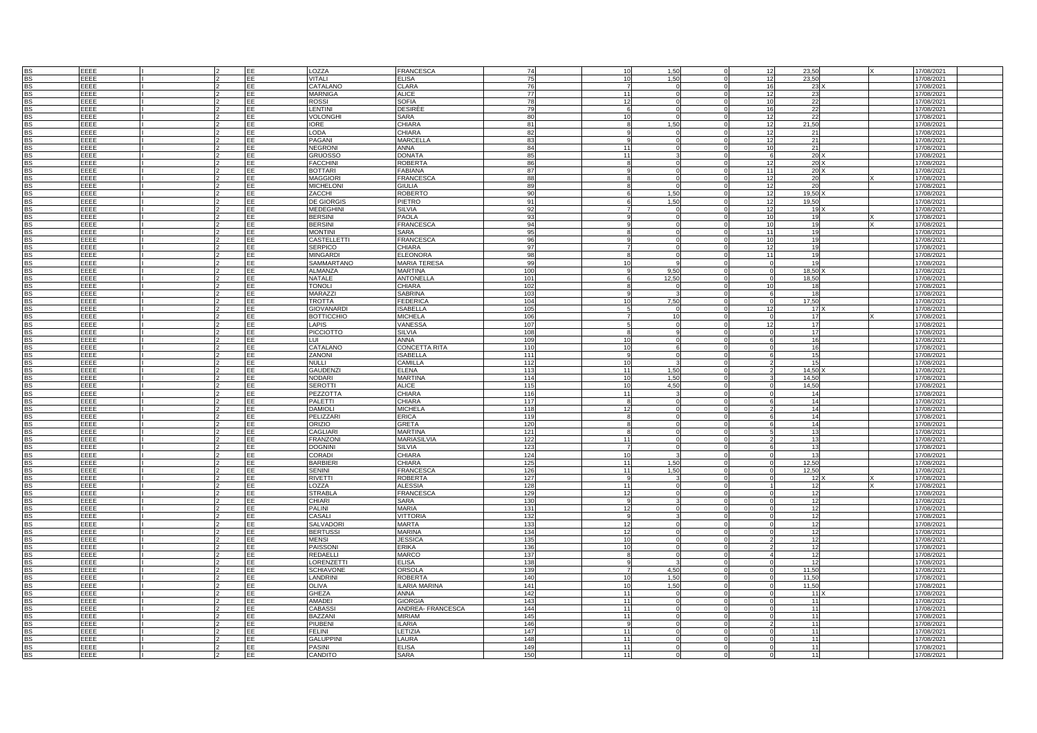| | | | | | | | | | | | | | | | |
|---|---|---|---|---|---|---|---|---|---|---|---|---|---|---|---|
| BS | EEEE | I | 2 | EE | LOZZA | FRANCESCA | 74 | 10 | 1,50 | 0 | 12 | 23,50 | | X | 17/08/2021 |
| BS | EEEE | I | 2 | EE | VITALI | ELISA | 75 | 10 | 1,50 | 0 | 12 | 23,50 | | | 17/08/2021 |
| BS | EEEE | I | 2 | EE | CATALANO | CLARA | 76 | 7 | 0 | 0 | 16 | 23 | X | | 17/08/2021 |
| BS | EEEE | I | 2 | EE | MARNIGA | ALICE | 77 | 11 | 0 | 0 | 12 | 23 | | | 17/08/2021 |
| BS | EEEE | I | 2 | EE | ROSSI | SOFIA | 78 | 12 | 0 | 0 | 10 | 22 | | | 17/08/2021 |
| BS | EEEE | I | 2 | EE | LENTINI | DESIRÈE | 79 | 6 | 0 | 0 | 16 | 22 | | | 17/08/2021 |
| BS | EEEE | I | 2 | EE | VOLONGHI | SARA | 80 | 10 | 0 | 0 | 12 | 22 | | | 17/08/2021 |
| BS | EEEE | I | 2 | EE | IORE | CHIARA | 81 | 8 | 1,50 | 0 | 12 | 21,50 | | | 17/08/2021 |
| BS | EEEE | I | 2 | EE | LODA | CHIARA | 82 | 9 | 0 | 0 | 12 | 21 | | | 17/08/2021 |
| BS | EEEE | I | 2 | EE | PAGANI | MARCELLA | 83 | 9 | 0 | 0 | 12 | 21 | | | 17/08/2021 |
| BS | EEEE | I | 2 | EE | NEGRONI | ANNA | 84 | 11 | 0 | 0 | 10 | 21 | | | 17/08/2021 |
| BS | EEEE | I | 2 | EE | GRUOSSO | DONATA | 85 | 11 | 3 | 0 | 6 | 20 | X | | 17/08/2021 |
| BS | EEEE | I | 2 | EE | FACCHINI | ROBERTA | 86 | 8 | 0 | 0 | 12 | 20 | X | | 17/08/2021 |
| BS | EEEE | I | 2 | EE | BOTTARI | FABIANA | 87 | 9 | 0 | 0 | 11 | 20 | X | | 17/08/2021 |
| BS | EEEE | I | 2 | EE | MAGGIORI | FRANCESCA | 88 | 8 | 0 | 0 | 12 | 20 | | X | 17/08/2021 |
| BS | EEEE | I | 2 | EE | MICHELONI | GIULIA | 89 | 8 | 0 | 0 | 12 | 20 | | | 17/08/2021 |
| BS | EEEE | I | 2 | EE | ZACCHI | ROBERTO | 90 | 6 | 1,50 | 0 | 12 | 19,50 | X | | 17/08/2021 |
| BS | EEEE | I | 2 | EE | DE GIORGIS | PIETRO | 91 | 6 | 1,50 | 0 | 12 | 19,50 | | | 17/08/2021 |
| BS | EEEE | I | 2 | EE | MEDEGHINI | SILVIA | 92 | 7 | 0 | 0 | 12 | 19 | X | | 17/08/2021 |
| BS | EEEE | I | 2 | EE | BERSINI | PAOLA | 93 | 9 | 0 | 0 | 10 | 19 | | X | 17/08/2021 |
| BS | EEEE | I | 2 | EE | BERSINI | FRANCESCA | 94 | 9 | 0 | 0 | 10 | 19 | | X | 17/08/2021 |
| BS | EEEE | I | 2 | EE | MONTINI | SARA | 95 | 8 | 0 | 0 | 11 | 19 | | | 17/08/2021 |
| BS | EEEE | I | 2 | EE | CASTELLETTI | FRANCESCA | 96 | 9 | 0 | 0 | 10 | 19 | | | 17/08/2021 |
| BS | EEEE | I | 2 | EE | SERPICO | CHIARA | 97 | 7 | 0 | 0 | 12 | 19 | | | 17/08/2021 |
| BS | EEEE | I | 2 | EE | MINGARDI | ELEONORA | 98 | 8 | 0 | 0 | 11 | 19 | | | 17/08/2021 |
| BS | EEEE | I | 2 | EE | SAMMARTANO | MARIA TERESA | 99 | 10 | 9 | 0 | 0 | 19 | | | 17/08/2021 |
| BS | EEEE | I | 2 | EE | ALMANZA | MARTINA | 100 | 9 | 9,50 | 0 | 0 | 18,50 | X | | 17/08/2021 |
| BS | EEEE | I | 2 | EE | NATALE | ANTONELLA | 101 | 6 | 12,50 | 0 | 0 | 18,50 | | | 17/08/2021 |
| BS | EEEE | I | 2 | EE | TONOLI | CHIARA | 102 | 8 | 0 | 0 | 10 | 18 | | | 17/08/2021 |
| BS | EEEE | I | 2 | EE | MARAZZI | SABRINA | 103 | 9 | 3 | 0 | 6 | 18 | | | 17/08/2021 |
| BS | EEEE | I | 2 | EE | TROTTA | FEDERICA | 104 | 10 | 7,50 | 0 | 0 | 17,50 | | | 17/08/2021 |
| BS | EEEE | I | 2 | EE | GIOVANARDI | ISABELLA | 105 | 5 | 0 | 0 | 12 | 17 | X | | 17/08/2021 |
| BS | EEEE | I | 2 | EE | BOTTICCHIO | MICHELA | 106 | 7 | 10 | 0 | 0 | 17 | | X | 17/08/2021 |
| BS | EEEE | I | 2 | EE | LAPIS | VANESSA | 107 | 5 | 0 | 0 | 12 | 17 | | | 17/08/2021 |
| BS | EEEE | I | 2 | EE | PICCIOTTO | SILVIA | 108 | 8 | 9 | 0 | 0 | 17 | | | 17/08/2021 |
| BS | EEEE | I | 2 | EE | LUI | ANNA | 109 | 10 | 0 | 0 | 6 | 16 | | | 17/08/2021 |
| BS | EEEE | I | 2 | EE | CATALANO | CONCETTA RITA | 110 | 10 | 6 | 0 | 0 | 16 | | | 17/08/2021 |
| BS | EEEE | I | 2 | EE | ZANONI | ISABELLA | 111 | 9 | 0 | 0 | 6 | 15 | | | 17/08/2021 |
| BS | EEEE | I | 2 | EE | NULLI | CAMILLA | 112 | 10 | 3 | 0 | 2 | 15 | | | 17/08/2021 |
| BS | EEEE | I | 2 | EE | GAUDENZI | ELENA | 113 | 11 | 1,50 | 0 | 2 | 14,50 | X | | 17/08/2021 |
| BS | EEEE | I | 2 | EE | NODARI | MARTINA | 114 | 10 | 1,50 | 0 | 3 | 14,50 | | | 17/08/2021 |
| BS | EEEE | I | 2 | EE | SEROTTI | ALICE | 115 | 10 | 4,50 | 0 | 0 | 14,50 | | | 17/08/2021 |
| BS | EEEE | I | 2 | EE | PEZZOTTA | CHIARA | 116 | 11 | 3 | 0 | 0 | 14 | | | 17/08/2021 |
| BS | EEEE | I | 2 | EE | PALETTI | CHIARA | 117 | 8 | 0 | 0 | 6 | 14 | | | 17/08/2021 |
| BS | EEEE | I | 2 | EE | DAMIOLI | MICHELA | 118 | 12 | 0 | 0 | 2 | 14 | | | 17/08/2021 |
| BS | EEEE | I | 2 | EE | PELIZZARI | ERICA | 119 | 8 | 0 | 0 | 6 | 14 | | | 17/08/2021 |
| BS | EEEE | I | 2 | EE | ORIZIO | GRETA | 120 | 8 | 0 | 0 | 6 | 14 | | | 17/08/2021 |
| BS | EEEE | I | 2 | EE | CAGLIARI | MARTINA | 121 | 8 | 0 | 0 | 5 | 13 | | | 17/08/2021 |
| BS | EEEE | I | 2 | EE | FRANZONI | MARIASILVIA | 122 | 11 | 0 | 0 | 2 | 13 | | | 17/08/2021 |
| BS | EEEE | I | 2 | EE | DOGNINI | SILVIA | 123 | 7 | 0 | 0 | 6 | 13 | | | 17/08/2021 |
| BS | EEEE | I | 2 | EE | CORADI | CHIARA | 124 | 10 | 3 | 0 | 0 | 13 | | | 17/08/2021 |
| BS | EEEE | I | 2 | EE | BARBIERI | CHIARA | 125 | 11 | 1,50 | 0 | 0 | 12,50 | | | 17/08/2021 |
| BS | EEEE | I | 2 | EE | SENINI | FRANCESCA | 126 | 11 | 1,50 | 0 | 0 | 12,50 | | | 17/08/2021 |
| BS | EEEE | I | 2 | EE | RIVETTI | ROBERTA | 127 | 9 | 3 | 0 | 0 | 12 | X | X | 17/08/2021 |
| BS | EEEE | I | 2 | EE | LOZZA | ALESSIA | 128 | 11 | 0 | 0 | 1 | 12 | | X | 17/08/2021 |
| BS | EEEE | I | 2 | EE | STRABLA | FRANCESCA | 129 | 12 | 0 | 0 | 0 | 12 | | | 17/08/2021 |
| BS | EEEE | I | 2 | EE | CHIARI | SARA | 130 | 9 | 3 | 0 | 0 | 12 | | | 17/08/2021 |
| BS | EEEE | I | 2 | EE | PALINI | MARIA | 131 | 12 | 0 | 0 | 0 | 12 | | | 17/08/2021 |
| BS | EEEE | I | 2 | EE | CASALI | VITTORIA | 132 | 9 | 3 | 0 | 0 | 12 | | | 17/08/2021 |
| BS | EEEE | I | 2 | EE | SALVADORI | MARTA | 133 | 12 | 0 | 0 | 0 | 12 | | | 17/08/2021 |
| BS | EEEE | I | 2 | EE | BERTUSSI | MARINA | 134 | 12 | 0 | 0 | 0 | 12 | | | 17/08/2021 |
| BS | EEEE | I | 2 | EE | MENSI | JESSICA | 135 | 10 | 0 | 0 | 2 | 12 | | | 17/08/2021 |
| BS | EEEE | I | 2 | EE | PAISSONI | ERIKA | 136 | 10 | 0 | 0 | 2 | 12 | | | 17/08/2021 |
| BS | EEEE | I | 2 | EE | REDAELLI | MARCO | 137 | 8 | 0 | 0 | 4 | 12 | | | 17/08/2021 |
| BS | EEEE | I | 2 | EE | LORENZETTI | ELISA | 138 | 9 | 3 | 0 | 0 | 12 | | | 17/08/2021 |
| BS | EEEE | I | 2 | EE | SCHIAVONE | ORSOLA | 139 | 7 | 4,50 | 0 | 0 | 11,50 | | | 17/08/2021 |
| BS | EEEE | I | 2 | EE | LANDRINI | ROBERTA | 140 | 10 | 1,50 | 0 | 0 | 11,50 | | | 17/08/2021 |
| BS | EEEE | I | 2 | EE | OLIVA | ILARIA MARINA | 141 | 10 | 1,50 | 0 | 0 | 11,50 | | | 17/08/2021 |
| BS | EEEE | I | 2 | EE | GHEZA | ANNA | 142 | 11 | 0 | 0 | 0 | 11 | X | | 17/08/2021 |
| BS | EEEE | I | 2 | EE | AMADEI | GIORGIA | 143 | 11 | 0 | 0 | 0 | 11 | | | 17/08/2021 |
| BS | EEEE | I | 2 | EE | CABASSI | ANDREA- FRANCESCA | 144 | 11 | 0 | 0 | 0 | 11 | | | 17/08/2021 |
| BS | EEEE | I | 2 | EE | BAZZANI | MIRIAM | 145 | 11 | 0 | 0 | 0 | 11 | | | 17/08/2021 |
| BS | EEEE | I | 2 | EE | PIUBENI | ILARIA | 146 | 9 | 0 | 0 | 2 | 11 | | | 17/08/2021 |
| BS | EEEE | I | 2 | EE | FELINI | LETIZIA | 147 | 11 | 0 | 0 | 0 | 11 | | | 17/08/2021 |
| BS | EEEE | I | 2 | EE | GALUPPINI | LAURA | 148 | 11 | 0 | 0 | 0 | 11 | | | 17/08/2021 |
| BS | EEEE | I | 2 | EE | PASINI | ELISA | 149 | 11 | 0 | 0 | 0 | 11 | | | 17/08/2021 |
| BS | EEEE | I | 2 | EE | CANDITO | SARA | 150 | 11 | 0 | 0 | 0 | 11 | | | 17/08/2021 |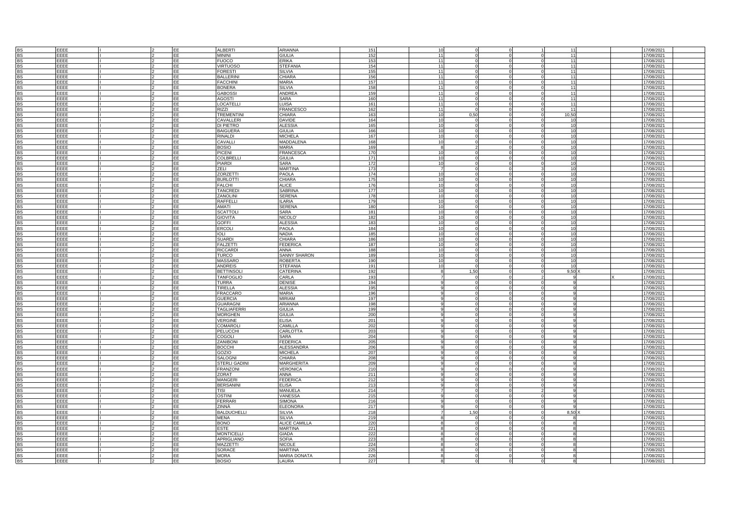| | | | | | | | | | | | | | | | |
|---|---|---|---|---|---|---|---|---|---|---|---|---|---|---|---|
| BS | EEEE | I | 2 | EE | ALBERTI | ARIANNA | 151 | 10 | 0 | 0 | 1 | 11 | | | 17/08/2021 |
| BS | EEEE | I | 2 | EE | MININI | GIULIA | 152 | 11 | 0 | 0 | 0 | 11 | | | 17/08/2021 |
| BS | EEEE | I | 2 | EE | FUOCO | ERIKA | 153 | 11 | 0 | 0 | 0 | 11 | | | 17/08/2021 |
| BS | EEEE | I | 2 | EE | VIRTUOSO | STEFANIA | 154 | 11 | 0 | 0 | 0 | 11 | | | 17/08/2021 |
| BS | EEEE | I | 2 | EE | FORESTI | SILVIA | 155 | 11 | 0 | 0 | 0 | 11 | | | 17/08/2021 |
| BS | EEEE | I | 2 | EE | BALLERINI | CHIARA | 156 | 11 | 0 | 0 | 0 | 11 | | | 17/08/2021 |
| BS | EEEE | I | 2 | EE | FACCHINI | MARIA | 157 | 11 | 0 | 0 | 0 | 11 | | | 17/08/2021 |
| BS | EEEE | I | 2 | EE | BONERA | SILVIA | 158 | 11 | 0 | 0 | 0 | 11 | | | 17/08/2021 |
| BS | EEEE | I | 2 | EE | GABOSSI | ANDREA | 159 | 11 | 0 | 0 | 0 | 11 | | | 17/08/2021 |
| BS | EEEE | I | 2 | EE | AGOSTI | SARA | 160 | 11 | 0 | 0 | 0 | 11 | | | 17/08/2021 |
| BS | EEEE | I | 2 | EE | LOCATELLI | LUISA | 161 | 11 | 0 | 0 | 0 | 11 | | | 17/08/2021 |
| BS | EEEE | I | 2 | EE | RIZZI | FRANCESCO | 162 | 11 | 0 | 0 | 0 | 11 | | | 17/08/2021 |
| BS | EEEE | I | 2 | EE | TREMENTINI | CHIARA | 163 | 10 | 0,50 | 0 | 0 | 10,50 | | | 17/08/2021 |
| BS | EEEE | I | 2 | EE | CAVALLERI | DAVIDE | 164 | 10 | 0 | 0 | 0 | 10 | | | 17/08/2021 |
| BS | EEEE | I | 2 | EE | DI PIETRO | ALESSIA | 165 | 10 | 0 | 0 | 0 | 10 | | | 17/08/2021 |
| BS | EEEE | I | 2 | EE | BAIGUERA | GIULIA | 166 | 10 | 0 | 0 | 0 | 10 | | | 17/08/2021 |
| BS | EEEE | I | 2 | EE | RINALDI | MICHELA | 167 | 10 | 0 | 0 | 0 | 10 | | | 17/08/2021 |
| BS | EEEE | I | 2 | EE | CAVALLI | MADDALENA | 168 | 10 | 0 | 0 | 0 | 10 | | | 17/08/2021 |
| BS | EEEE | I | 2 | EE | BOSIO | MARIA | 169 | 8 | 2 | 0 | 0 | 10 | | | 17/08/2021 |
| BS | EEEE | I | 2 | EE | PICENI | FRANCESCA | 170 | 10 | 0 | 0 | 0 | 10 | | | 17/08/2021 |
| BS | EEEE | I | 2 | EE | COLBRELLI | GIULIA | 171 | 10 | 0 | 0 | 0 | 10 | | | 17/08/2021 |
| BS | EEEE | I | 2 | EE | PIARDI | SARA | 172 | 10 | 0 | 0 | 0 | 10 | | | 17/08/2021 |
| BS | EEEE | I | 2 | EE | ZELI | MARTINA | 173 | 7 | 0 | 0 | 3 | 10 | | | 17/08/2021 |
| BS | EEEE | I | 2 | EE | ZORZETTI | PAOLA | 174 | 10 | 0 | 0 | 0 | 10 | | | 17/08/2021 |
| BS | EEEE | I | 2 | EE | BURLOTTI | CHIARA | 175 | 10 | 0 | 0 | 0 | 10 | | | 17/08/2021 |
| BS | EEEE | I | 2 | EE | FALCHI | ALICE | 176 | 10 | 0 | 0 | 0 | 10 | | | 17/08/2021 |
| BS | EEEE | I | 2 | EE | TANCREDI | SABRINA | 177 | 10 | 0 | 0 | 0 | 10 | | | 17/08/2021 |
| BS | EEEE | I | 2 | EE | ZANOLINI | SERENA | 178 | 10 | 0 | 0 | 0 | 10 | | | 17/08/2021 |
| BS | EEEE | I | 2 | EE | RAFFELLI | ILARIA | 179 | 10 | 0 | 0 | 0 | 10 | | | 17/08/2021 |
| BS | EEEE | I | 2 | EE | AMATI | SERENA | 180 | 10 | 0 | 0 | 0 | 10 | | | 17/08/2021 |
| BS | EEEE | I | 2 | EE | SCATTOLI | SARA | 181 | 10 | 0 | 0 | 0 | 10 | | | 17/08/2021 |
| BS | EEEE | I | 2 | EE | GIOVITA | NICOLO' | 182 | 10 | 0 | 0 | 0 | 10 | | | 17/08/2021 |
| BS | EEEE | I | 2 | EE | GOFFI | ALESSIA | 183 | 10 | 0 | 0 | 0 | 10 | | | 17/08/2021 |
| BS | EEEE | I | 2 | EE | ERCOLI | PAOLA | 184 | 10 | 0 | 0 | 0 | 10 | | | 17/08/2021 |
| BS | EEEE | I | 2 | EE | IOLI | NADIA | 185 | 10 | 0 | 0 | 0 | 10 | | | 17/08/2021 |
| BS | EEEE | I | 2 | EE | SUARDI | CHIARA | 186 | 10 | 0 | 0 | 0 | 10 | | | 17/08/2021 |
| BS | EEEE | I | 2 | EE | FALZETTI | FEDERICA | 187 | 10 | 0 | 0 | 0 | 10 | | | 17/08/2021 |
| BS | EEEE | I | 2 | EE | RICCARDI | ANNA | 188 | 10 | 0 | 0 | 0 | 10 | | | 17/08/2021 |
| BS | EEEE | I | 2 | EE | TURCO | SANNY SHARON | 189 | 10 | 0 | 0 | 0 | 10 | | | 17/08/2021 |
| BS | EEEE | I | 2 | EE | MASSARO | ROBERTA | 190 | 10 | 0 | 0 | 0 | 10 | | | 17/08/2021 |
| BS | EEEE | I | 2 | EE | ANDREIS | STEFANIA | 191 | 10 | 0 | 0 | 0 | 10 | | | 17/08/2021 |
| BS | EEEE | I | 2 | EE | BETTINSOLI | CATERINA | 192 | 8 | 1,50 | 0 | 0 | 9,50 | X | | 17/08/2021 |
| BS | EEEE | I | 2 | EE | TANFOGLIO | CARLA | 193 | 7 | 0 | 0 | 2 | 9 | | X | 17/08/2021 |
| BS | EEEE | I | 2 | EE | TURRA | DENISE | 194 | 9 | 0 | 0 | 0 | 9 | | | 17/08/2021 |
| BS | EEEE | I | 2 | EE | TIRELLA | ALESSIA | 195 | 9 | 0 | 0 | 0 | 9 | | | 17/08/2021 |
| BS | EEEE | I | 2 | EE | FRACCARO | MARIA | 196 | 9 | 0 | 0 | 0 | 9 | | | 17/08/2021 |
| BS | EEEE | I | 2 | EE | GUERCIA | MIRIAM | 197 | 9 | 0 | 0 | 0 | 9 | | | 17/08/2021 |
| BS | EEEE | I | 2 | EE | GUARAGNI | ARIANNA | 198 | 9 | 0 | 0 | 0 | 9 | | | 17/08/2021 |
| BS | EEEE | I | 2 | EE | TAGLIAFERRI | GIULIA | 199 | 9 | 0 | 0 | 0 | 9 | | | 17/08/2021 |
| BS | EEEE | I | 2 | EE | MORGHEN | GIULIA | 200 | 9 | 0 | 0 | 0 | 9 | | | 17/08/2021 |
| BS | EEEE | I | 2 | EE | VERGINE | ELISA | 201 | 9 | 0 | 0 | 0 | 9 | | | 17/08/2021 |
| BS | EEEE | I | 2 | EE | COMAROLI | CAMILLA | 202 | 9 | 0 | 0 | 0 | 9 | | | 17/08/2021 |
| BS | EEEE | I | 2 | EE | PELUCCHI | CARLOTTA | 203 | 9 | 0 | 0 | 0 | 9 | | | 17/08/2021 |
| BS | EEEE | I | 2 | EE | COGOLI | SARA | 204 | 9 | 0 | 0 | 0 | 9 | | | 17/08/2021 |
| BS | EEEE | I | 2 | EE | ZANIBONI | FEDERICA | 205 | 9 | 0 | 0 | 0 | 9 | | | 17/08/2021 |
| BS | EEEE | I | 2 | EE | BOCCHI | ALESSANDRA | 206 | 9 | 0 | 0 | 0 | 9 | | | 17/08/2021 |
| BS | EEEE | I | 2 | EE | GOZIO | MICHELA | 207 | 9 | 0 | 0 | 0 | 9 | | | 17/08/2021 |
| BS | EEEE | I | 2 | EE | SALOGNI | CHIARA | 208 | 9 | 0 | 0 | 0 | 9 | | | 17/08/2021 |
| BS | EEEE | I | 2 | EE | STERLI GADINI | MARGHERITA | 209 | 9 | 0 | 0 | 0 | 9 | | | 17/08/2021 |
| BS | EEEE | I | 2 | EE | FRANZONI | VERONICA | 210 | 9 | 0 | 0 | 0 | 9 | | | 17/08/2021 |
| BS | EEEE | I | 2 | EE | ZORAT | ANNA | 211 | 9 | 0 | 0 | 0 | 9 | | | 17/08/2021 |
| BS | EEEE | I | 2 | EE | MANGERI | FEDERICA | 212 | 9 | 0 | 0 | 0 | 9 | | | 17/08/2021 |
| BS | EEEE | I | 2 | EE | BERSANINI | ELISA | 213 | 9 | 0 | 0 | 0 | 9 | | | 17/08/2021 |
| BS | EEEE | I | 2 | EE | TISI | MANUELA | 214 | 7 | 0 | 0 | 2 | 9 | | | 17/08/2021 |
| BS | EEEE | I | 2 | EE | OSTINI | VANESSA | 215 | 9 | 0 | 0 | 0 | 9 | | | 17/08/2021 |
| BS | EEEE | I | 2 | EE | FERRARI | SIMONA | 216 | 9 | 0 | 0 | 0 | 9 | | | 17/08/2021 |
| BS | EEEE | I | 2 | EE | ZINNÀ | ELEONORA | 217 | 9 | 0 | 0 | 0 | 9 | | | 17/08/2021 |
| BS | EEEE | I | 2 | EE | BALDUCHELLI | SILVIA | 218 | 7 | 1,50 | 0 | 0 | 8,50 | X | | 17/08/2021 |
| BS | EEEE | I | 2 | EE | MENA | SILVIA | 219 | 8 | 0 | 0 | 0 | 8 | | | 17/08/2021 |
| BS | EEEE | I | 2 | EE | BONO | ALICE CAMILLA | 220 | 8 | 0 | 0 | 0 | 8 | | | 17/08/2021 |
| BS | EEEE | I | 2 | EE | ESTE | MARTINA | 221 | 8 | 0 | 0 | 0 | 8 | | | 17/08/2021 |
| BS | EEEE | I | 2 | EE | MONTICELLI | GIADA | 222 | 8 | 0 | 0 | 0 | 8 | | | 17/08/2021 |
| BS | EEEE | I | 2 | EE | APRIGLIANO | SOFIA | 223 | 8 | 0 | 0 | 0 | 8 | | | 17/08/2021 |
| BS | EEEE | I | 2 | EE | MAZZETTI | NICOLE | 224 | 8 | 0 | 0 | 0 | 8 | | | 17/08/2021 |
| BS | EEEE | I | 2 | EE | SORACE | MARTINA | 225 | 8 | 0 | 0 | 0 | 8 | | | 17/08/2021 |
| BS | EEEE | I | 2 | EE | MORA | MARIA DONATA | 226 | 8 | 0 | 0 | 0 | 8 | | | 17/08/2021 |
| BS | EEEE | I | 2 | EE | BOSIO | LAURA | 227 | 8 | 0 | 0 | 0 | 8 | | | 17/08/2021 |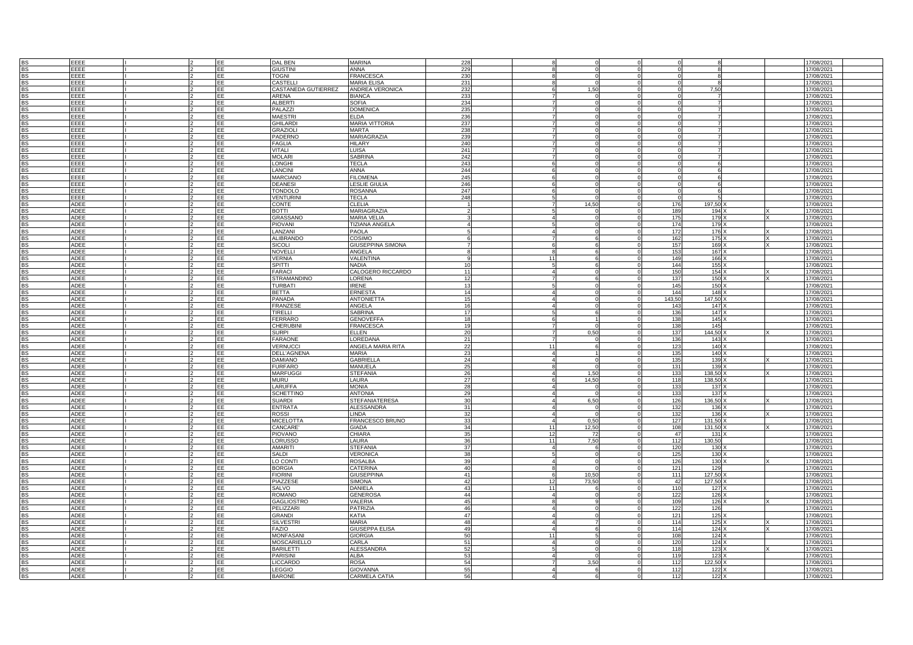| | | | | | | | | | | | | | | | |
|---|---|---|---|---|---|---|---|---|---|---|---|---|---|---|---|
| BS | EEEE | I | 2 | EE | DAL BEN | MARINA | 228 | 8 | 0 | 0 | 0 | 8 | | | 17/08/2021 |
| BS | EEEE | I | 2 | EE | GIUSTINI | ANNA | 229 | 8 | 0 | 0 | 0 | 8 | | | 17/08/2021 |
| BS | EEEE | I | 2 | EE | TOGNI | FRANCESCA | 230 | 8 | 0 | 0 | 0 | 8 | | | 17/08/2021 |
| BS | EEEE | I | 2 | EE | CASTELLI | MARIA ELISA | 231 | 8 | 0 | 0 | 0 | 8 | | | 17/08/2021 |
| BS | EEEE | I | 2 | EE | CASTANEDA GUTIERREZ | ANDREA VERONICA | 232 | 6 | 1,50 | 0 | 0 | 7,50 | | | 17/08/2021 |
| BS | EEEE | I | 2 | EE | ARENA | BIANCA | 233 | 7 | 0 | 0 | 0 | 7 | | | 17/08/2021 |
| BS | EEEE | I | 2 | EE | ALBERTI | SOFIA | 234 | 7 | 0 | 0 | 0 | 7 | | | 17/08/2021 |
| BS | EEEE | I | 2 | EE | PALAZZI | DOMENICA | 235 | 7 | 0 | 0 | 0 | 7 | | | 17/08/2021 |
| BS | EEEE | I | 2 | EE | MAESTRI | ELDA | 236 | 7 | 0 | 0 | 0 | 7 | | | 17/08/2021 |
| BS | EEEE | I | 2 | EE | GHILARDI | MARIA VITTORIA | 237 | 7 | 0 | 0 | 0 | 7 | | | 17/08/2021 |
| BS | EEEE | I | 2 | EE | GRAZIOLI | MARTA | 238 | 7 | 0 | 0 | 0 | 7 | | | 17/08/2021 |
| BS | EEEE | I | 2 | EE | PADERNO | MARIAGRAZIA | 239 | 7 | 0 | 0 | 0 | 7 | | | 17/08/2021 |
| BS | EEEE | I | 2 | EE | FAGLIA | HILARY | 240 | 7 | 0 | 0 | 0 | 7 | | | 17/08/2021 |
| BS | EEEE | I | 2 | EE | VITALI | LUISA | 241 | 7 | 0 | 0 | 0 | 7 | | | 17/08/2021 |
| BS | EEEE | I | 2 | EE | MOLARI | SABRINA | 242 | 7 | 0 | 0 | 0 | 7 | | | 17/08/2021 |
| BS | EEEE | I | 2 | EE | LONGHI | TECLA | 243 | 6 | 0 | 0 | 0 | 6 | | | 17/08/2021 |
| BS | EEEE | I | 2 | EE | LANCINI | ANNA | 244 | 6 | 0 | 0 | 0 | 6 | | | 17/08/2021 |
| BS | EEEE | I | 2 | EE | MARCIANO | FILOMENA | 245 | 6 | 0 | 0 | 0 | 6 | | | 17/08/2021 |
| BS | EEEE | I | 2 | EE | DEANESI | LESLIE GIULIA | 246 | 6 | 0 | 0 | 0 | 6 | | | 17/08/2021 |
| BS | EEEE | I | 2 | EE | TONDOLO | ROSANNA | 247 | 6 | 0 | 0 | 0 | 6 | | | 17/08/2021 |
| BS | EEEE | I | 2 | EE | VENTURINI | TECLA | 248 | 5 | 0 | 0 | 0 | 5 | | | 17/08/2021 |
| BS | ADEE | I | 2 | EE | CONTE | CLELIA | 1 | 7 | 14,50 | 0 | 176 | 197,50 | X | | 17/08/2021 |
| BS | ADEE | I | 2 | EE | BOTTI | MARIAGRAZIA | 2 | 5 | 0 | 0 | 189 | 194 | X | X | 17/08/2021 |
| BS | ADEE | I | 2 | EE | GRASSANO | MARIA VELIA | 3 | 4 | 0 | 0 | 175 | 179 | X | X | 17/08/2021 |
| BS | ADEE | I | 2 | EE | PIOVANI | TIZIANA ANGELA | 4 | 5 | 0 | 0 | 174 | 179 | X | | 17/08/2021 |
| BS | ADEE | I | 2 | EE | LANZANI | PAOLA | 5 | 4 | 0 | 0 | 172 | 176 | X | X | 17/08/2021 |
| BS | ADEE | I | 2 | EE | ALIBRANDO | COSIMO | 6 | 7 | 6 | 0 | 162 | 175 | X | X | 17/08/2021 |
| BS | ADEE | I | 2 | EE | SICOLI | GIUSEPPINA SIMONA | 7 | 6 | 6 | 0 | 157 | 169 | X | X | 17/08/2021 |
| BS | ADEE | I | 2 | EE | NOVELLI | ANGELA | 8 | 8 | 6 | 0 | 153 | 167 | X | | 17/08/2021 |
| BS | ADEE | I | 2 | EE | VERNIA | VALENTINA | 9 | 11 | 6 | 0 | 149 | 166 | X | | 17/08/2021 |
| BS | ADEE | I | 2 | EE | SPITTI | NADIA | 10 | 5 | 6 | 0 | 144 | 155 | X | | 17/08/2021 |
| BS | ADEE | I | 2 | EE | FARACI | CALOGERO RICCARDO | 11 | 4 | 0 | 0 | 150 | 154 | X | X | 17/08/2021 |
| BS | ADEE | I | 2 | EE | STRAMANDINO | LORENA | 12 | 7 | 6 | 0 | 137 | 150 | X | X | 17/08/2021 |
| BS | ADEE | I | 2 | EE | TURBATI | IRENE | 13 | 5 | 0 | 0 | 145 | 150 | X | | 17/08/2021 |
| BS | ADEE | I | 2 | EE | BETTA | ERNESTA | 14 | 4 | 0 | 0 | 144 | 148 | X | | 17/08/2021 |
| BS | ADEE | I | 2 | EE | PANADA | ANTONIETTA | 15 | 4 | 0 | 0 | 143,50 | 147,50 | X | | 17/08/2021 |
| BS | ADEE | I | 2 | EE | FRANZESE | ANGELA | 16 | 4 | 0 | 0 | 143 | 147 | X | | 17/08/2021 |
| BS | ADEE | I | 2 | EE | TIRELLI | SABRINA | 17 | 5 | 6 | 0 | 136 | 147 | X | | 17/08/2021 |
| BS | ADEE | I | 2 | EE | FERRARO | GENOVEFFA | 18 | 6 | 1 | 0 | 138 | 145 | X | | 17/08/2021 |
| BS | ADEE | I | 2 | EE | CHERUBINI | FRANCESCA | 19 | 7 | 0 | 0 | 138 | 145 | | | 17/08/2021 |
| BS | ADEE | I | 2 | EE | SURPI | ELLEN | 20 | 7 | 0,50 | 0 | 137 | 144,50 | X | X | 17/08/2021 |
| BS | ADEE | I | 2 | EE | FARAONE | LOREDANA | 21 | 7 | 0 | 0 | 136 | 143 | X | | 17/08/2021 |
| BS | ADEE | I | 2 | EE | VERNUCCI | ANGELA MARIA RITA | 22 | 11 | 6 | 0 | 123 | 140 | X | | 17/08/2021 |
| BS | ADEE | I | 2 | EE | DELL'AGNENA | MARIA | 23 | 4 | 1 | 0 | 135 | 140 | X | | 17/08/2021 |
| BS | ADEE | I | 2 | EE | DAMIANO | GABRIELLA | 24 | 4 | 0 | 0 | 135 | 139 | X | X | 17/08/2021 |
| BS | ADEE | I | 2 | EE | FURFARO | MANUELA | 25 | 8 | 0 | 0 | 131 | 139 | X | | 17/08/2021 |
| BS | ADEE | I | 2 | EE | MARFUGGI | STEFANIA | 26 | 4 | 1,50 | 0 | 133 | 138,50 | X | X | 17/08/2021 |
| BS | ADEE | I | 2 | EE | MURU | LAURA | 27 | 6 | 14,50 | 0 | 118 | 138,50 | X | | 17/08/2021 |
| BS | ADEE | I | 2 | EE | LARUFFA | MONIA | 28 | 4 | 0 | 0 | 133 | 137 | X | | 17/08/2021 |
| BS | ADEE | I | 2 | EE | SCHETTINO | ANTONIA | 29 | 4 | 0 | 0 | 133 | 137 | X | | 17/08/2021 |
| BS | ADEE | I | 2 | EE | SUARDI | STEFANIATERESA | 30 | 4 | 6,50 | 0 | 126 | 136,50 | X | X | 17/08/2021 |
| BS | ADEE | I | 2 | EE | ENTRATA | ALESSANDRA | 31 | 4 | 0 | 0 | 132 | 136 | X | | 17/08/2021 |
| BS | ADEE | I | 2 | EE | ROSSI | LINDA | 32 | 4 | 0 | 0 | 132 | 136 | X | X | 17/08/2021 |
| BS | ADEE | I | 2 | EE | MICELOTTA | FRANCESCO BRUNO | 33 | 4 | 0,50 | 0 | 127 | 131,50 | X | | 17/08/2021 |
| BS | ADEE | I | 2 | EE | CANCARE' | GIADA | 34 | 11 | 12,50 | 0 | 108 | 131,50 | X | X | 17/08/2021 |
| BS | ADEE | I | 2 | EE | PIOVANO | CHIARA | 35 | 12 | 72 | 0 | 47 | 131 | X | | 17/08/2021 |
| BS | ADEE | I | 2 | EE | LORUSSO | LAURA | 36 | 11 | 7,50 | 0 | 112 | 130,50 | | | 17/08/2021 |
| BS | ADEE | I | 2 | EE | AMARITI | STEFANIA | 37 | 4 | 6 | 0 | 120 | 130 | X | | 17/08/2021 |
| BS | ADEE | I | 2 | EE | SALDI | VERONICA | 38 | 5 | 0 | 0 | 125 | 130 | X | | 17/08/2021 |
| BS | ADEE | I | 2 | EE | LO CONTI | ROSALBA | 39 | 4 | 0 | 0 | 126 | 130 | X | X | 17/08/2021 |
| BS | ADEE | I | 2 | EE | BORGIA | CATERINA | 40 | 8 | 0 | 0 | 121 | 129 | | | 17/08/2021 |
| BS | ADEE | I | 2 | EE | FIORINI | GIUSEPPINA | 41 | 6 | 10,50 | 0 | 111 | 127,50 | X | | 17/08/2021 |
| BS | ADEE | I | 2 | EE | PIAZZESE | SIMONA | 42 | 12 | 73,50 | 0 | 42 | 127,50 | X | | 17/08/2021 |
| BS | ADEE | I | 2 | EE | SALVO | DANIELA | 43 | 11 | 6 | 0 | 110 | 127 | X | | 17/08/2021 |
| BS | ADEE | I | 2 | EE | ROMANO | GENEROSA | 44 | 4 | 0 | 0 | 122 | 126 | X | | 17/08/2021 |
| BS | ADEE | I | 2 | EE | GAGLIOSTRO | VALERIA | 45 | 8 | 9 | 0 | 109 | 126 | X | X | 17/08/2021 |
| BS | ADEE | I | 2 | EE | PELIZZARI | PATRIZIA | 46 | 4 | 0 | 0 | 122 | 126 | | | 17/08/2021 |
| BS | ADEE | I | 2 | EE | GRANDI | KATIA | 47 | 4 | 0 | 0 | 121 | 125 | X | | 17/08/2021 |
| BS | ADEE | I | 2 | EE | SILVESTRI | MARIA | 48 | 4 | 7 | 0 | 114 | 125 | X | X | 17/08/2021 |
| BS | ADEE | I | 2 | EE | FAZIO | GIUSEPPA ELISA | 49 | 4 | 6 | 0 | 114 | 124 | X | X | 17/08/2021 |
| BS | ADEE | I | 2 | EE | MONFASANI | GIORGIA | 50 | 11 | 5 | 0 | 108 | 124 | X | | 17/08/2021 |
| BS | ADEE | I | 2 | EE | MOSCARIELLO | CARLA | 51 | 4 | 0 | 0 | 120 | 124 | X | | 17/08/2021 |
| BS | ADEE | I | 2 | EE | BARILETTI | ALESSANDRA | 52 | 5 | 0 | 0 | 118 | 123 | X | X | 17/08/2021 |
| BS | ADEE | I | 2 | EE | PARISINI | ALBA | 53 | 4 | 0 | 0 | 119 | 123 | X | | 17/08/2021 |
| BS | ADEE | I | 2 | EE | LICCARDO | ROSA | 54 | 7 | 3,50 | 0 | 112 | 122,50 | X | | 17/08/2021 |
| BS | ADEE | I | 2 | EE | LEGGIO | GIOVANNA | 55 | 4 | 6 | 0 | 112 | 122 | X | | 17/08/2021 |
| BS | ADEE | I | 2 | EE | BARONE | CARMELA CATIA | 56 | 4 | 6 | 0 | 112 | 122 | X | | 17/08/2021 |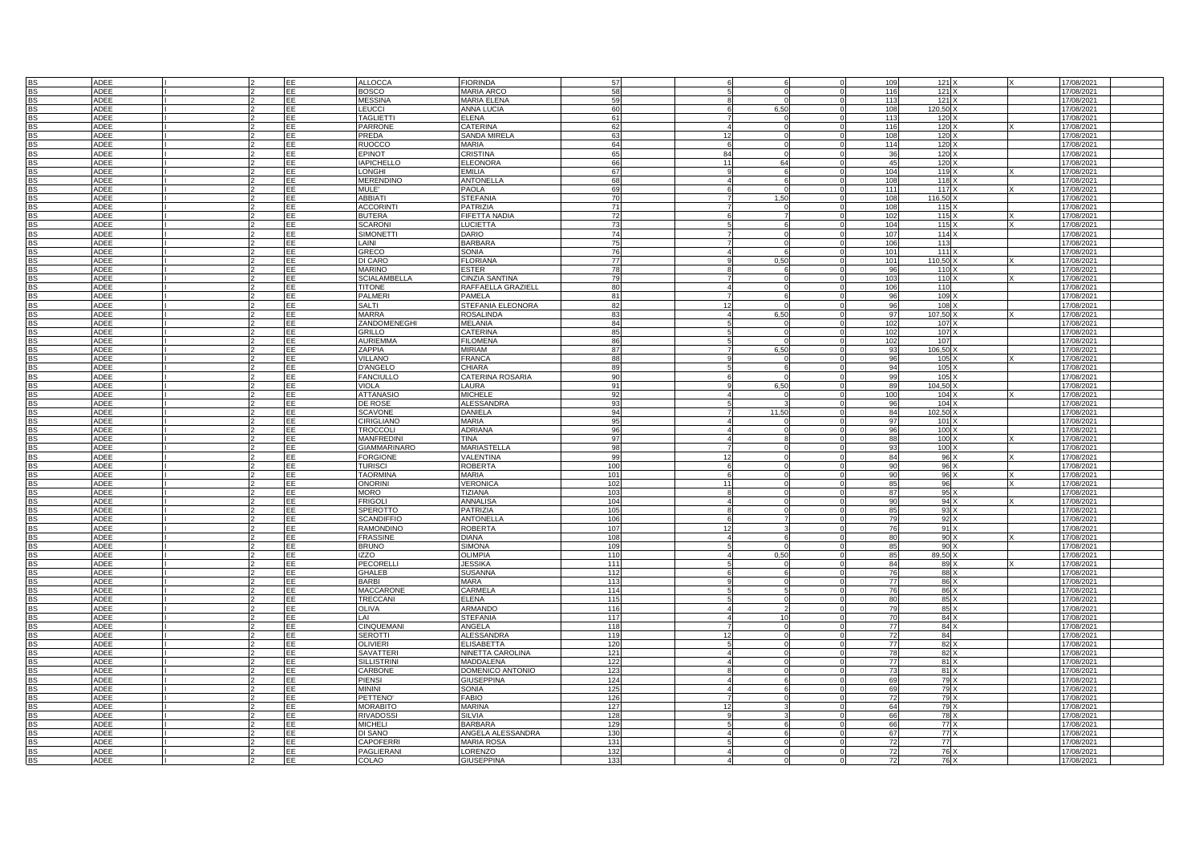| | | | | | | | | | | | | | | | |
|---|---|---|---|---|---|---|---|---|---|---|---|---|---|---|---|
| BS | ADEE | I | 2 | EE | ALLOCCA | FIORINDA | 57 | 6 | 6 | 0 | 109 | 121 | X | X | 17/08/2021 |
| BS | ADEE | I | 2 | EE | BOSCO | MARIA ARCO | 58 | 5 | 0 | 0 | 116 | 121 | X | | 17/08/2021 |
| BS | ADEE | I | 2 | EE | MESSINA | MARIA ELENA | 59 | 8 | 0 | 0 | 113 | 121 | X | | 17/08/2021 |
| BS | ADEE | I | 2 | EE | LEUCCI | ANNA LUCIA | 60 | 6 | 6,50 | 0 | 108 | 120,50 | X | | 17/08/2021 |
| BS | ADEE | I | 2 | EE | TAGLIETTI | ELENA | 61 | 7 | 0 | 0 | 113 | 120 | X | | 17/08/2021 |
| BS | ADEE | I | 2 | EE | PARRONE | CATERINA | 62 | 4 | 0 | 0 | 116 | 120 | X | X | 17/08/2021 |
| BS | ADEE | I | 2 | EE | PREDA | SANDA MIRELA | 63 | 12 | 0 | 0 | 108 | 120 | X | | 17/08/2021 |
| BS | ADEE | I | 2 | EE | RUOCCO | MARIA | 64 | 6 | 0 | 0 | 114 | 120 | X | | 17/08/2021 |
| BS | ADEE | I | 2 | EE | EPINOT | CRISTINA | 65 | 84 | 0 | 0 | 36 | 120 | X | | 17/08/2021 |
| BS | ADEE | I | 2 | EE | IAPICHELLO | ELEONORA | 66 | 11 | 64 | 0 | 45 | 120 | X | | 17/08/2021 |
| BS | ADEE | I | 2 | EE | LONGHI | EMILIA | 67 | 9 | 6 | 0 | 104 | 119 | X | X | 17/08/2021 |
| BS | ADEE | I | 2 | EE | MERENDINO | ANTONELLA | 68 | 4 | 6 | 0 | 108 | 118 | X | | 17/08/2021 |
| BS | ADEE | I | 2 | EE | MULE' | PAOLA | 69 | 6 | 0 | 0 | 111 | 117 | X | X | 17/08/2021 |
| BS | ADEE | I | 2 | EE | ABBIATI | STEFANIA | 70 | 7 | 1,50 | 0 | 108 | 116,50 | X | | 17/08/2021 |
| BS | ADEE | I | 2 | EE | ACCORINTI | PATRIZIA | 71 | 7 | 0 | 0 | 108 | 115 | X | | 17/08/2021 |
| BS | ADEE | I | 2 | EE | BUTERA | FIFETTA NADIA | 72 | 6 | 7 | 0 | 102 | 115 | X | X | 17/08/2021 |
| BS | ADEE | I | 2 | EE | SCARONI | LUCIETTA | 73 | 5 | 6 | 0 | 104 | 115 | X | X | 17/08/2021 |
| BS | ADEE | I | 2 | EE | SIMONETTI | DARIO | 74 | 7 | 0 | 0 | 107 | 114 | X | | 17/08/2021 |
| BS | ADEE | I | 2 | EE | LAINI | BARBARA | 75 | 7 | 0 | 0 | 106 | 113 | | | 17/08/2021 |
| BS | ADEE | I | 2 | EE | GRECO | SONIA | 76 | 4 | 6 | 0 | 101 | 111 | X | | 17/08/2021 |
| BS | ADEE | I | 2 | EE | DI CARO | FLORIANA | 77 | 9 | 0,50 | 0 | 101 | 110,50 | X | X | 17/08/2021 |
| BS | ADEE | I | 2 | EE | MARINO | ESTER | 78 | 8 | 6 | 0 | 96 | 110 | X | | 17/08/2021 |
| BS | ADEE | I | 2 | EE | SCIALAMBELLA | CINZIA SANTINA | 79 | 7 | 0 | 0 | 103 | 110 | X | X | 17/08/2021 |
| BS | ADEE | I | 2 | EE | TITONE | RAFFAELLA GRAZIELL | 80 | 4 | 0 | 0 | 106 | 110 | | | 17/08/2021 |
| BS | ADEE | I | 2 | EE | PALMERI | PAMELA | 81 | 7 | 6 | 0 | 96 | 109 | X | | 17/08/2021 |
| BS | ADEE | I | 2 | EE | SALTI | STEFANIA ELEONORA | 82 | 12 | 0 | 0 | 96 | 108 | X | | 17/08/2021 |
| BS | ADEE | I | 2 | EE | MARRA | ROSALINDA | 83 | 4 | 6,50 | 0 | 97 | 107,50 | X | X | 17/08/2021 |
| BS | ADEE | I | 2 | EE | ZANDOMENEGHI | MELANIA | 84 | 5 | 0 | 0 | 102 | 107 | X | | 17/08/2021 |
| BS | ADEE | I | 2 | EE | GRILLO | CATERINA | 85 | 5 | 0 | 0 | 102 | 107 | X | | 17/08/2021 |
| BS | ADEE | I | 2 | EE | AURIEMMA | FILOMENA | 86 | 5 | 0 | 0 | 102 | 107 | | | 17/08/2021 |
| BS | ADEE | I | 2 | EE | ZAPPIA | MIRIAM | 87 | 7 | 6,50 | 0 | 93 | 106,50 | X | | 17/08/2021 |
| BS | ADEE | I | 2 | EE | VILLANO | FRANCA | 88 | 9 | 0 | 0 | 96 | 105 | X | X | 17/08/2021 |
| BS | ADEE | I | 2 | EE | D'ANGELO | CHIARA | 89 | 5 | 6 | 0 | 94 | 105 | X | | 17/08/2021 |
| BS | ADEE | I | 2 | EE | FANCIULLO | CATERINA ROSARIA | 90 | 6 | 0 | 0 | 99 | 105 | X | | 17/08/2021 |
| BS | ADEE | I | 2 | EE | VIOLA | LAURA | 91 | 9 | 6,50 | 0 | 89 | 104,50 | X | | 17/08/2021 |
| BS | ADEE | I | 2 | EE | ATTANASIO | MICHELE | 92 | 4 | 0 | 0 | 100 | 104 | X | X | 17/08/2021 |
| BS | ADEE | I | 2 | EE | DE ROSE | ALESSANDRA | 93 | 5 | 3 | 0 | 96 | 104 | X | | 17/08/2021 |
| BS | ADEE | I | 2 | EE | SCAVONE | DANIELA | 94 | 7 | 11,50 | 0 | 84 | 102,50 | X | | 17/08/2021 |
| BS | ADEE | I | 2 | EE | CIRIGLIANO | MARIA | 95 | 4 | 0 | 0 | 97 | 101 | X | | 17/08/2021 |
| BS | ADEE | I | 2 | EE | TROCCOLI | ADRIANA | 96 | 4 | 0 | 0 | 96 | 100 | X | | 17/08/2021 |
| BS | ADEE | I | 2 | EE | MANFREDINI | TINA | 97 | 4 | 8 | 0 | 88 | 100 | X | X | 17/08/2021 |
| BS | ADEE | I | 2 | EE | GIAMMARINARO | MARIASTELLA | 98 | 7 | 0 | 0 | 93 | 100 | X | | 17/08/2021 |
| BS | ADEE | I | 2 | EE | FORGIONE | VALENTINA | 99 | 12 | 0 | 0 | 84 | 96 | X | X | 17/08/2021 |
| BS | ADEE | I | 2 | EE | TURISCI | ROBERTA | 100 | 6 | 0 | 0 | 90 | 96 | X | | 17/08/2021 |
| BS | ADEE | I | 2 | EE | TAORMINA | MARIA | 101 | 6 | 0 | 0 | 90 | 96 | X | X | 17/08/2021 |
| BS | ADEE | I | 2 | EE | ONORINI | VERONICA | 102 | 11 | 0 | 0 | 85 | 96 | | X | 17/08/2021 |
| BS | ADEE | I | 2 | EE | MORO | TIZIANA | 103 | 8 | 0 | 0 | 87 | 95 | X | | 17/08/2021 |
| BS | ADEE | I | 2 | EE | FRIGOLI | ANNALISA | 104 | 4 | 0 | 0 | 90 | 94 | X | X | 17/08/2021 |
| BS | ADEE | I | 2 | EE | SPEROTTO | PATRIZIA | 105 | 8 | 0 | 0 | 85 | 93 | X | | 17/08/2021 |
| BS | ADEE | I | 2 | EE | SCANDIFFIO | ANTONELLA | 106 | 6 | 7 | 0 | 79 | 92 | X | | 17/08/2021 |
| BS | ADEE | I | 2 | EE | RAMONDINO | ROBERTA | 107 | 12 | 3 | 0 | 76 | 91 | X | | 17/08/2021 |
| BS | ADEE | I | 2 | EE | FRASSINE | DIANA | 108 | 4 | 6 | 0 | 80 | 90 | X | X | 17/08/2021 |
| BS | ADEE | I | 2 | EE | BRUNO | SIMONA | 109 | 5 | 0 | 0 | 85 | 90 | X | | 17/08/2021 |
| BS | ADEE | I | 2 | EE | IZZO | OLIMPIA | 110 | 4 | 0,50 | 0 | 85 | 89,50 | X | | 17/08/2021 |
| BS | ADEE | I | 2 | EE | PECORELLI | JESSIKA | 111 | 5 | 0 | 0 | 84 | 89 | X | X | 17/08/2021 |
| BS | ADEE | I | 2 | EE | GHALEB | SUSANNA | 112 | 6 | 6 | 0 | 76 | 88 | X | | 17/08/2021 |
| BS | ADEE | I | 2 | EE | BARBI | MARA | 113 | 9 | 0 | 0 | 77 | 86 | X | | 17/08/2021 |
| BS | ADEE | I | 2 | EE | MACCARONE | CARMELA | 114 | 5 | 5 | 0 | 76 | 86 | X | | 17/08/2021 |
| BS | ADEE | I | 2 | EE | TRECCANI | ELENA | 115 | 5 | 0 | 0 | 80 | 85 | X | | 17/08/2021 |
| BS | ADEE | I | 2 | EE | OLIVA | ARMANDO | 116 | 4 | 2 | 0 | 79 | 85 | X | | 17/08/2021 |
| BS | ADEE | I | 2 | EE | LAI | STEFANIA | 117 | 4 | 10 | 0 | 70 | 84 | X | | 17/08/2021 |
| BS | ADEE | I | 2 | EE | CINQUEMANI | ANGELA | 118 | 7 | 0 | 0 | 77 | 84 | X | | 17/08/2021 |
| BS | ADEE | I | 2 | EE | SEROTTI | ALESSANDRA | 119 | 12 | 0 | 0 | 72 | 84 | | | 17/08/2021 |
| BS | ADEE | I | 2 | EE | OLIVIERI | ELISABETTA | 120 | 5 | 0 | 0 | 77 | 82 | X | | 17/08/2021 |
| BS | ADEE | I | 2 | EE | SAVATTERI | NINETTA CAROLINA | 121 | 4 | 0 | 0 | 78 | 82 | X | | 17/08/2021 |
| BS | ADEE | I | 2 | EE | SILLISTRINI | MADDALENA | 122 | 4 | 0 | 0 | 77 | 81 | X | | 17/08/2021 |
| BS | ADEE | I | 2 | EE | CARBONE | DOMENICO ANTONIO | 123 | 8 | 0 | 0 | 73 | 81 | X | | 17/08/2021 |
| BS | ADEE | I | 2 | EE | PIENSI | GIUSEPPINA | 124 | 4 | 6 | 0 | 69 | 79 | X | | 17/08/2021 |
| BS | ADEE | I | 2 | EE | MININI | SONIA | 125 | 4 | 6 | 0 | 69 | 79 | X | | 17/08/2021 |
| BS | ADEE | I | 2 | EE | PETTENO' | FABIO | 126 | 7 | 0 | 0 | 72 | 79 | X | | 17/08/2021 |
| BS | ADEE | I | 2 | EE | MORABITO | MARINA | 127 | 12 | 3 | 0 | 64 | 79 | X | | 17/08/2021 |
| BS | ADEE | I | 2 | EE | RIVADOSSI | SILVIA | 128 | 9 | 3 | 0 | 66 | 78 | X | | 17/08/2021 |
| BS | ADEE | I | 2 | EE | MICHELI | BARBARA | 129 | 5 | 6 | 0 | 66 | 77 | X | | 17/08/2021 |
| BS | ADEE | I | 2 | EE | DI SANO | ANGELA ALESSANDRA | 130 | 4 | 6 | 0 | 67 | 77 | X | | 17/08/2021 |
| BS | ADEE | I | 2 | EE | CAPOFERRI | MARIA ROSA | 131 | 5 | 0 | 0 | 72 | 77 | | | 17/08/2021 |
| BS | ADEE | I | 2 | EE | PAGLIERANI | LORENZO | 132 | 4 | 0 | 0 | 72 | 76 | X | | 17/08/2021 |
| BS | ADEE | I | 2 | EE | COLAO | GIUSEPPINA | 133 | 4 | 0 | 0 | 72 | 76 | X | | 17/08/2021 |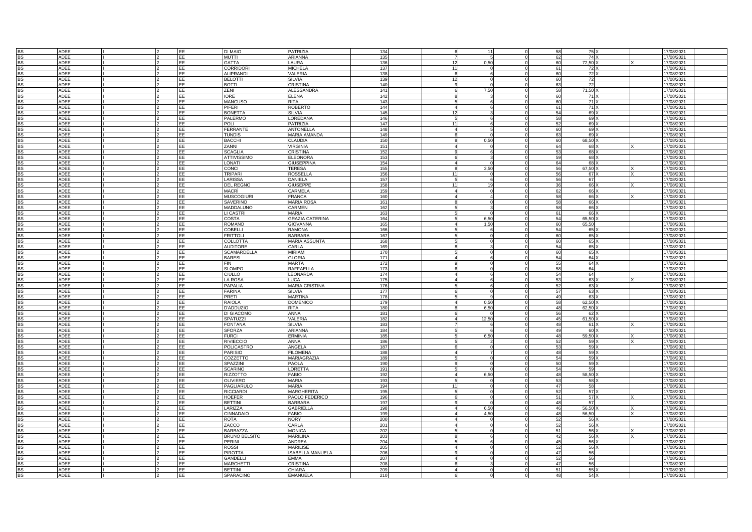| | | | | | | | | | | | | | | | |
|---|---|---|---|---|---|---|---|---|---|---|---|---|---|---|---|
| BS | ADEE | I | 2 | EE | DI MAIO | PATRIZIA | 134 | 6 | 11 | 0 | 58 | 75 | X | | 17/08/2021 |
| BS | ADEE | I | 2 | EE | MUTTI | ARIANNA | 135 | 7 | 5 | 0 | 62 | 74 | X | | 17/08/2021 |
| BS | ADEE | I | 2 | EE | GATTA | LAURA | 136 | 12 | 0,50 | 0 | 60 | 72,50 | X | X | 17/08/2021 |
| BS | ADEE | I | 2 | EE | CORRIDORI | MICHELA | 137 | 11 | 0 | 0 | 61 | 72 | X | | 17/08/2021 |
| BS | ADEE | I | 2 | EE | ALIPRANDI | VALERIA | 138 | 6 | 6 | 0 | 60 | 72 | X | | 17/08/2021 |
| BS | ADEE | I | 2 | EE | BELOTTI | SILVIA | 139 | 12 | 0 | 0 | 60 | 72 | | | 17/08/2021 |
| BS | ADEE | I | 2 | EE | BOTTI | CRISTINA | 140 | 9 | 0 | 0 | 63 | 72 | | | 17/08/2021 |
| BS | ADEE | I | 2 | EE | ZENI | ALESSANDRA | 141 | 6 | 7,50 | 0 | 58 | 71,50 | X | | 17/08/2021 |
| BS | ADEE | I | 2 | EE | IORE | ELENA | 142 | 8 | 3 | 0 | 60 | 71 | X | | 17/08/2021 |
| BS | ADEE | I | 2 | EE | MANCUSO | RITA | 143 | 5 | 6 | 0 | 60 | 71 | X | | 17/08/2021 |
| BS | ADEE | I | 2 | EE | PIFERI | ROBERTO | 144 | 4 | 6 | 0 | 61 | 71 | X | | 17/08/2021 |
| BS | ADEE | I | 2 | EE | BONETTA | SILVIA | 145 | 12 | 3 | 0 | 54 | 69 | X | | 17/08/2021 |
| BS | ADEE | I | 2 | EE | PALERMO | LOREDANA | 146 | 5 | 6 | 0 | 58 | 69 | X | | 17/08/2021 |
| BS | ADEE | I | 2 | EE | POLI | PATRIZIA | 147 | 11 | 6 | 0 | 52 | 69 | X | | 17/08/2021 |
| BS | ADEE | I | 2 | EE | FERRANTE | ANTONELLA | 148 | 4 | 5 | 0 | 60 | 69 | X | | 17/08/2021 |
| BS | ADEE | I | 2 | EE | TUNDIS | MARIA AMANDA | 149 | 6 | 0 | 0 | 63 | 69 | X | | 17/08/2021 |
| BS | ADEE | I | 2 | EE | BACCHI | CLAUDIA | 150 | 8 | 0,50 | 0 | 60 | 68,50 | X | | 17/08/2021 |
| BS | ADEE | I | 2 | EE | ZANNI | VIRGINIA | 151 | 4 | 0 | 0 | 64 | 68 | X | X | 17/08/2021 |
| BS | ADEE | I | 2 | EE | SCAGLIA | CRISTINA | 152 | 9 | 6 | 0 | 53 | 68 | X | | 17/08/2021 |
| BS | ADEE | I | 2 | EE | ATTIVISSIMO | ELEONORA | 153 | 6 | 3 | 0 | 59 | 68 | X | | 17/08/2021 |
| BS | ADEE | I | 2 | EE | LONATI | GIUSEPPINA | 154 | 4 | 0 | 0 | 64 | 68 | X | | 17/08/2021 |
| BS | ADEE | I | 2 | EE | CONCI | TERESA | 155 | 8 | 3,50 | 0 | 56 | 67,50 | X | X | 17/08/2021 |
| BS | ADEE | I | 2 | EE | TRIPARI | ROSSELLA | 156 | 11 | 0 | 0 | 56 | 67 | X | X | 17/08/2021 |
| BS | ADEE | I | 2 | EE | LARISSA | DANIELA | 157 | 5 | 6 | 0 | 56 | 67 | | | 17/08/2021 |
| BS | ADEE | I | 2 | EE | DEL REGNO | GIUSEPPE | 158 | 11 | 19 | 0 | 36 | 66 | X | X | 17/08/2021 |
| BS | ADEE | I | 2 | EE | MACRÌ | CARMELA | 159 | 4 | 0 | 0 | 62 | 66 | X | | 17/08/2021 |
| BS | ADEE | I | 2 | EE | MUSCOGIURI | FRANCA | 160 | 4 | 4 | 0 | 58 | 66 | X | X | 17/08/2021 |
| BS | ADEE | I | 2 | EE | SAVERINO | MARIA ROSA | 161 | 8 | 0 | 0 | 58 | 66 | X | | 17/08/2021 |
| BS | ADEE | I | 2 | EE | MADDALUNO | CARMEN | 162 | 5 | 3 | 0 | 58 | 66 | X | | 17/08/2021 |
| BS | ADEE | I | 2 | EE | LI CASTRI | MARIA | 163 | 5 | 0 | 0 | 61 | 66 | X | | 17/08/2021 |
| BS | ADEE | I | 2 | EE | COSTA | GRAZIA CATERINA | 164 | 5 | 6,50 | 0 | 54 | 65,50 | X | | 17/08/2021 |
| BS | ADEE | I | 2 | EE | ROMANO | GIOVANNA | 165 | 4 | 1,50 | 0 | 60 | 65,50 | | | 17/08/2021 |
| BS | ADEE | I | 2 | EE | COBELLI | RAMONA | 166 | 5 | 6 | 0 | 54 | 65 | X | | 17/08/2021 |
| BS | ADEE | I | 2 | EE | FRITTOLI | BARBARA | 167 | 5 | 0 | 0 | 60 | 65 | X | | 17/08/2021 |
| BS | ADEE | I | 2 | EE | COLLOTTA | MARIA ASSUNTA | 168 | 5 | 0 | 0 | 60 | 65 | X | | 17/08/2021 |
| BS | ADEE | I | 2 | EE | AUDITORE | CARLA | 169 | 8 | 3 | 0 | 54 | 65 | X | | 17/08/2021 |
| BS | ADEE | I | 2 | EE | SCAMARDELLA | MIRIAM | 170 | 5 | 0 | 0 | 60 | 65 | X | | 17/08/2021 |
| BS | ADEE | I | 2 | EE | BARESI | GLORIA | 171 | 4 | 6 | 0 | 54 | 64 | X | | 17/08/2021 |
| BS | ADEE | I | 2 | EE | FIN | MARTA | 172 | 9 | 0 | 0 | 55 | 64 | X | | 17/08/2021 |
| BS | ADEE | I | 2 | EE | SLOMPO | RAFFAELLA | 173 | 6 | 0 | 0 | 58 | 64 | | | 17/08/2021 |
| BS | ADEE | I | 2 | EE | CIULLO | LEONARDA | 174 | 4 | 6 | 0 | 54 | 64 | | | 17/08/2021 |
| BS | ADEE | I | 2 | EE | LA ROSA | LUCA | 175 | 4 | 6 | 0 | 53 | 63 | X | X | 17/08/2021 |
| BS | ADEE | I | 2 | EE | PAPALIA | MARIA CRISTINA | 176 | 5 | 6 | 0 | 52 | 63 | X | | 17/08/2021 |
| BS | ADEE | I | 2 | EE | FARINA | SILVIA | 177 | 6 | 0 | 0 | 57 | 63 | X | | 17/08/2021 |
| BS | ADEE | I | 2 | EE | PRETI | MARTINA | 178 | 5 | 9 | 0 | 49 | 63 | X | | 17/08/2021 |
| BS | ADEE | I | 2 | EE | RAIOLA | DOMENICO | 179 | 4 | 0,50 | 0 | 58 | 62,50 | X | | 17/08/2021 |
| BS | ADEE | I | 2 | EE | D'ADDUZIO | RITA | 180 | 8 | 6,50 | 0 | 48 | 62,50 | X | | 17/08/2021 |
| BS | ADEE | I | 2 | EE | DI GIACOMO | ANNA | 181 | 6 | 0 | 0 | 56 | 62 | X | | 17/08/2021 |
| BS | ADEE | I | 2 | EE | SPATUZZI | VALERIA | 182 | 4 | 12,50 | 0 | 45 | 61,50 | X | | 17/08/2021 |
| BS | ADEE | I | 2 | EE | FONTANA | SILVIA | 183 | 7 | 6 | 0 | 48 | 61 | X | X | 17/08/2021 |
| BS | ADEE | I | 2 | EE | SFORZA | ARIANNA | 184 | 5 | 6 | 0 | 49 | 60 | X | | 17/08/2021 |
| BS | ADEE | I | 2 | EE | FURCI | ERMINIA | 185 | 5 | 6,50 | 0 | 48 | 59,50 | X | X | 17/08/2021 |
| BS | ADEE | I | 2 | EE | RIVIECCIO | ANNA | 186 | 5 | 2 | 0 | 52 | 59 | X | X | 17/08/2021 |
| BS | ADEE | I | 2 | EE | POLICASTRO | ANGELA | 187 | 6 | 0 | 0 | 53 | 59 | X | | 17/08/2021 |
| BS | ADEE | I | 2 | EE | PARISIO | FILOMENA | 188 | 4 | 7 | 0 | 48 | 59 | X | | 17/08/2021 |
| BS | ADEE | I | 2 | EE | COZZETTO | MARIAGRAZIA | 189 | 5 | 0 | 0 | 54 | 59 | X | | 17/08/2021 |
| BS | ADEE | I | 2 | EE | SPAZZINI | PAOLA | 190 | 9 | 0 | 0 | 50 | 59 | X | | 17/08/2021 |
| BS | ADEE | I | 2 | EE | SCARINO | LORETTA | 191 | 5 | 0 | 0 | 54 | 59 | | | 17/08/2021 |
| BS | ADEE | I | 2 | EE | RIZZOTTO | FABIO | 192 | 4 | 6,50 | 0 | 48 | 58,50 | X | | 17/08/2021 |
| BS | ADEE | I | 2 | EE | OLIVIERO | MARIA | 193 | 5 | 0 | 0 | 53 | 58 | X | | 17/08/2021 |
| BS | ADEE | I | 2 | EE | PAGLIARULO | MARIA | 194 | 11 | 0 | 0 | 47 | 58 | | | 17/08/2021 |
| BS | ADEE | I | 2 | EE | RICCIARDI | MARGHERITA | 195 | 5 | 0 | 0 | 52 | 57 | X | | 17/08/2021 |
| BS | ADEE | I | 2 | EE | HOEFER | PAOLO FEDERICO | 196 | 6 | 0 | 0 | 51 | 57 | X | X | 17/08/2021 |
| BS | ADEE | I | 2 | EE | BETTINI | BARBARA | 197 | 9 | 0 | 0 | 48 | 57 | | | 17/08/2021 |
| BS | ADEE | I | 2 | EE | LARIZZA | GABRIELLA | 198 | 4 | 6,50 | 0 | 46 | 56,50 | X | X | 17/08/2021 |
| BS | ADEE | I | 2 | EE | CINNADAIO | FABIO | 199 | 4 | 4,50 | 0 | 48 | 56,50 | | X | 17/08/2021 |
| BS | ADEE | I | 2 | EE | ROTA | NORY | 200 | 4 | 0 | 0 | 52 | 56 | X | | 17/08/2021 |
| BS | ADEE | I | 2 | EE | ZACCO | CARLA | 201 | 4 | 0 | 0 | 52 | 56 | X | | 17/08/2021 |
| BS | ADEE | I | 2 | EE | BARBAZZA | MONICA | 202 | 5 | 0 | 0 | 51 | 56 | X | X | 17/08/2021 |
| BS | ADEE | I | 2 | EE | BRUNO BELSITO | MARILINA | 203 | 8 | 6 | 0 | 42 | 56 | X | X | 17/08/2021 |
| BS | ADEE | I | 2 | EE | PERINI | ANDREA | 204 | 5 | 6 | 0 | 45 | 56 | X | | 17/08/2021 |
| BS | ADEE | I | 2 | EE | ROSSI | MARILISE | 205 | 4 | 0 | 0 | 52 | 56 | X | | 17/08/2021 |
| BS | ADEE | I | 2 | EE | PIROTTA | ISABELLA MANUELA | 206 | 9 | 0 | 0 | 47 | 56 | | | 17/08/2021 |
| BS | ADEE | I | 2 | EE | GANDELLI | EMMA | 207 | 4 | 0 | 0 | 52 | 56 | | | 17/08/2021 |
| BS | ADEE | I | 2 | EE | MARCHETTI | CRISTINA | 208 | 6 | 3 | 0 | 47 | 56 | | | 17/08/2021 |
| BS | ADEE | I | 2 | EE | BETTINI | CHIARA | 209 | 4 | 0 | 0 | 51 | 55 | X | | 17/08/2021 |
| BS | ADEE | I | 2 | EE | SPARACINO | EMANUELA | 210 | 6 | 0 | 0 | 48 | 54 | X | | 17/08/2021 |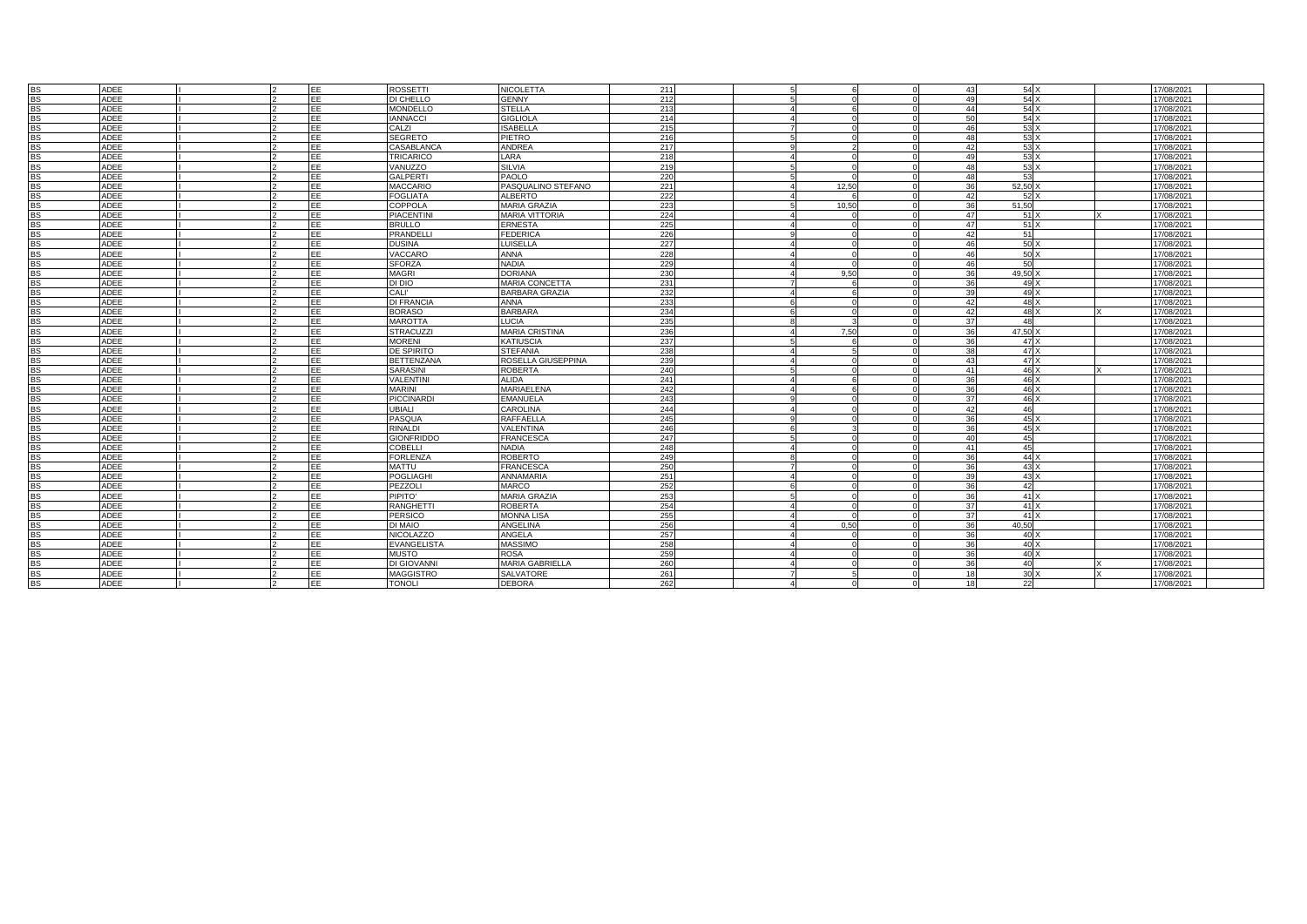| | | | | | | | | | | | | | | | |
|---|---|---|---|---|---|---|---|---|---|---|---|---|---|---|---|
| BS | ADEE | I | 2 | EE | ROSSETTI | NICOLETTA | 211 | 5 | 6 | 0 | 43 | 54 | X | | 17/08/2021 |
| BS | ADEE | I | 2 | EE | DI CHELLO | GENNY | 212 | 5 | 0 | 0 | 49 | 54 | X | | 17/08/2021 |
| BS | ADEE | I | 2 | EE | MONDELLO | STELLA | 213 | 4 | 6 | 0 | 44 | 54 | X | | 17/08/2021 |
| BS | ADEE | I | 2 | EE | IANNACCI | GIGLIOLA | 214 | 4 | 0 | 0 | 50 | 54 | X | | 17/08/2021 |
| BS | ADEE | I | 2 | EE | CALZI | ISABELLA | 215 | 7 | 0 | 0 | 46 | 53 | X | | 17/08/2021 |
| BS | ADEE | I | 2 | EE | SEGRETO | PIETRO | 216 | 5 | 0 | 0 | 48 | 53 | X | | 17/08/2021 |
| BS | ADEE | I | 2 | EE | CASABLANCA | ANDREA | 217 | 9 | 2 | 0 | 42 | 53 | X | | 17/08/2021 |
| BS | ADEE | I | 2 | EE | TRICARICO | LARA | 218 | 4 | 0 | 0 | 49 | 53 | X | | 17/08/2021 |
| BS | ADEE | I | 2 | EE | VANUZZO | SILVIA | 219 | 5 | 0 | 0 | 48 | 53 | X | | 17/08/2021 |
| BS | ADEE | I | 2 | EE | GALPERTI | PAOLO | 220 | 5 | 0 | 0 | 48 | 53 | | | 17/08/2021 |
| BS | ADEE | I | 2 | EE | MACCARIO | PASQUALINO STEFANO | 221 | 4 | 12,50 | 0 | 36 | 52,50 | X | | 17/08/2021 |
| BS | ADEE | I | 2 | EE | FOGLIATA | ALBERTO | 222 | 4 | 6 | 0 | 42 | 52 | X | | 17/08/2021 |
| BS | ADEE | I | 2 | EE | COPPOLA | MARIA GRAZIA | 223 | 5 | 10,50 | 0 | 36 | 51,50 | | | 17/08/2021 |
| BS | ADEE | I | 2 | EE | PIACENTINI | MARIA VITTORIA | 224 | 4 | 0 | 0 | 47 | 51 | X | X | 17/08/2021 |
| BS | ADEE | I | 2 | EE | BRULLO | ERNESTA | 225 | 4 | 0 | 0 | 47 | 51 | X | | 17/08/2021 |
| BS | ADEE | I | 2 | EE | PRANDELLI | FEDERICA | 226 | 9 | 0 | 0 | 42 | 51 | | | 17/08/2021 |
| BS | ADEE | I | 2 | EE | DUSINA | LUISELLA | 227 | 4 | 0 | 0 | 46 | 50 | X | | 17/08/2021 |
| BS | ADEE | I | 2 | EE | VACCARO | ANNA | 228 | 4 | 0 | 0 | 46 | 50 | X | | 17/08/2021 |
| BS | ADEE | I | 2 | EE | SFORZA | NADIA | 229 | 4 | 0 | 0 | 46 | 50 | | | 17/08/2021 |
| BS | ADEE | I | 2 | EE | MAGRI | DORIANA | 230 | 4 | 9,50 | 0 | 36 | 49,50 | X | | 17/08/2021 |
| BS | ADEE | I | 2 | EE | DI DIO | MARIA CONCETTA | 231 | 7 | 6 | 0 | 36 | 49 | X | | 17/08/2021 |
| BS | ADEE | I | 2 | EE | CALI' | BARBARA GRAZIA | 232 | 4 | 6 | 0 | 39 | 49 | X | | 17/08/2021 |
| BS | ADEE | I | 2 | EE | DI FRANCIA | ANNA | 233 | 6 | 0 | 0 | 42 | 48 | X | | 17/08/2021 |
| BS | ADEE | I | 2 | EE | BORASO | BARBARA | 234 | 6 | 0 | 0 | 42 | 48 | X | X | 17/08/2021 |
| BS | ADEE | I | 2 | EE | MAROTTA | LUCIA | 235 | 8 | 3 | 0 | 37 | 48 | | | 17/08/2021 |
| BS | ADEE | I | 2 | EE | STRACUZZI | MARIA CRISTINA | 236 | 4 | 7,50 | 0 | 36 | 47,50 | X | | 17/08/2021 |
| BS | ADEE | I | 2 | EE | MORENI | KATIUSCIA | 237 | 5 | 6 | 0 | 36 | 47 | X | | 17/08/2021 |
| BS | ADEE | I | 2 | EE | DE SPIRITO | STEFANIA | 238 | 4 | 5 | 0 | 38 | 47 | X | | 17/08/2021 |
| BS | ADEE | I | 2 | EE | BETTENZANA | ROSELLA GIUSEPPINA | 239 | 4 | 0 | 0 | 43 | 47 | X | | 17/08/2021 |
| BS | ADEE | I | 2 | EE | SARASINI | ROBERTA | 240 | 5 | 0 | 0 | 41 | 46 | X | X | 17/08/2021 |
| BS | ADEE | I | 2 | EE | VALENTINI | ALIDA | 241 | 4 | 6 | 0 | 36 | 46 | X | | 17/08/2021 |
| BS | ADEE | I | 2 | EE | MARINI | MARIAELENA | 242 | 4 | 6 | 0 | 36 | 46 | X | | 17/08/2021 |
| BS | ADEE | I | 2 | EE | PICCINARDI | EMANUELA | 243 | 9 | 0 | 0 | 37 | 46 | X | | 17/08/2021 |
| BS | ADEE | I | 2 | EE | UBIALI | CAROLINA | 244 | 4 | 0 | 0 | 42 | 46 | | | 17/08/2021 |
| BS | ADEE | I | 2 | EE | PASQUA | RAFFAELLA | 245 | 9 | 0 | 0 | 36 | 45 | X | | 17/08/2021 |
| BS | ADEE | I | 2 | EE | RINALDI | VALENTINA | 246 | 6 | 3 | 0 | 36 | 45 | X | | 17/08/2021 |
| BS | ADEE | I | 2 | EE | GIONFRIDDO | FRANCESCA | 247 | 5 | 0 | 0 | 40 | 45 | | | 17/08/2021 |
| BS | ADEE | I | 2 | EE | COBELLI | NADIA | 248 | 4 | 0 | 0 | 41 | 45 | | | 17/08/2021 |
| BS | ADEE | I | 2 | EE | FORLENZA | ROBERTO | 249 | 8 | 0 | 0 | 36 | 44 | X | | 17/08/2021 |
| BS | ADEE | I | 2 | EE | MATTU | FRANCESCA | 250 | 7 | 0 | 0 | 36 | 43 | X | | 17/08/2021 |
| BS | ADEE | I | 2 | EE | POGLIAGHI | ANNAMARIA | 251 | 4 | 0 | 0 | 39 | 43 | X | | 17/08/2021 |
| BS | ADEE | I | 2 | EE | PEZZOLI | MARCO | 252 | 6 | 0 | 0 | 36 | 42 | | | 17/08/2021 |
| BS | ADEE | I | 2 | EE | PIPITO' | MARIA GRAZIA | 253 | 5 | 0 | 0 | 36 | 41 | X | | 17/08/2021 |
| BS | ADEE | I | 2 | EE | RANGHETTI | ROBERTA | 254 | 4 | 0 | 0 | 37 | 41 | X | | 17/08/2021 |
| BS | ADEE | I | 2 | EE | PERSICO | MONNA LISA | 255 | 4 | 0 | 0 | 37 | 41 | X | | 17/08/2021 |
| BS | ADEE | I | 2 | EE | DI MAIO | ANGELINA | 256 | 4 | 0,50 | 0 | 36 | 40,50 | | | 17/08/2021 |
| BS | ADEE | I | 2 | EE | NICOLAZZO | ANGELA | 257 | 4 | 0 | 0 | 36 | 40 | X | | 17/08/2021 |
| BS | ADEE | I | 2 | EE | EVANGELISTA | MASSIMO | 258 | 4 | 0 | 0 | 36 | 40 | X | | 17/08/2021 |
| BS | ADEE | I | 2 | EE | MUSTO | ROSA | 259 | 4 | 0 | 0 | 36 | 40 | X | | 17/08/2021 |
| BS | ADEE | I | 2 | EE | DI GIOVANNI | MARIA GABRIELLA | 260 | 4 | 0 | 0 | 36 | 40 | | X | 17/08/2021 |
| BS | ADEE | I | 2 | EE | MAGGISTRO | SALVATORE | 261 | 7 | 5 | 0 | 18 | 30 | X | X | 17/08/2021 |
| BS | ADEE | I | 2 | EE | TONOLI | DEBORA | 262 | 4 | 0 | 0 | 18 | 22 | | | 17/08/2021 |